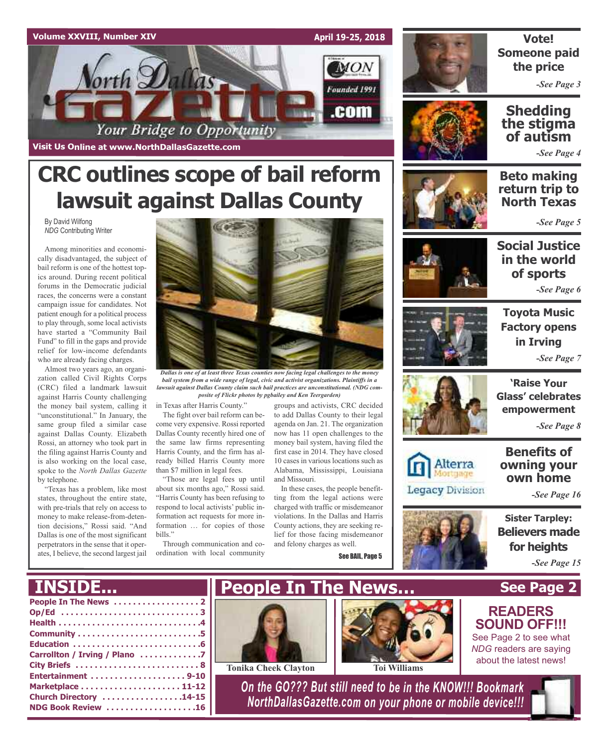# North Dallas Gazette

Your Bridge to Opportunity

Founded 1991

Volume XXVIII, Number XIV — April 19-25, 2018

Visit Us Online at www.NorthDallasGazette.com

# CRC outlines scope of bail reform lawsuit against Dallas County

By David Wilfong
*NDG* Contributing Writer

Among minorities and economically disadvantaged, the subject of bail reform is one of the hottest topics around. During recent political forums in the Democratic judicial races, the concerns were a constant campaign issue for candidates. Not patient enough for a political process to play through, some local activists have started a "Community Bail Fund" to fill in the gaps and provide relief for low-income defendants who are already facing charges.

Almost two years ago, an organization called Civil Rights Corps (CRC) filed a landmark lawsuit against Harris County challenging the money bail system, calling it "unconstitutional." In January, the same group filed a similar case against Dallas County. Elizabeth Rossi, an attorney who took part in the filing against Harris County and is also working on the local case, spoke to the *North Dallas Gazette* by telephone.

"Texas has a problem, like most states, throughout the entire state, with pre-trials that rely on access to money to make release-from-detention decisions," Rossi said. "And Dallas is one of the most significant perpetrators in the sense that it operates, I believe, the second largest jail in Texas after Harris County."

*Dallas is one of at least three Texas counties now facing legal challenges to the money bail system from a wide range of legal, civic and activist organizations. Plaintiffs in a lawsuit against Dallas County claim such bail practices are unconstitutional. (NDG composite of Flickr photos by pgbailey and Ken Teegarden)*

The fight over bail reform can become very expensive. Rossi reported Dallas County recently hired one of the same law firms representing Harris County, and the firm has already billed Harris County more than $7 million in legal fees.

"Those are legal fees up until about six months ago," Rossi said. "Harris County has been refusing to respond to local activists' public information act requests for more information … for copies of those bills."

Through communication and coordination with local community groups and activists, CRC decided to add Dallas County to their legal agenda on Jan. 21. The organization now has 11 open challenges to the money bail system, having filed the first case in 2014. They have closed 10 cases in various locations such as Alabama, Mississippi, Louisiana and Missouri.

In these cases, the people benefitting from the legal actions were charged with traffic or misdemeanor violations. In the Dallas and Harris County actions, they are seeking relief for those facing misdemeanor and felony charges as well.

**See BAIL, Page 5**

---

**Vote! Someone paid the price** — *See Page 3*

**Shedding the stigma of autism** — *See Page 4*

**Beto making return trip to North Texas** — *See Page 5*

**Social Justice in the world of sports** — *See Page 6*

**Toyota Music Factory opens in Irving** — *See Page 7*

**'Raise Your Glass' celebrates empowerment** — *See Page 8*

Alterra Mortgage Legacy Division

**Benefits of owning your own home** — *See Page 16*

**Sister Tarpley: Believers made for heights** — *See Page 15*

---

## INSIDE...

- People In The News . . . . . 2
- Op/Ed . . . . . 3
- Health . . . . . 4
- Community . . . . . 5
- Education . . . . . 6
- Carrollton / Irving / Plano . . . . . 7
- City Briefs . . . . . 8
- Entertainment . . . . . 9-10
- Marketplace . . . . . 11-12
- Church Directory . . . . . 14-15
- NDG Book Review . . . . . 16

## People In The News... See Page 2

Tonika Cheek Clayton

Toi Williams

**READERS SOUND OFF!!!**

See Page 2 to see what *NDG* readers are saying about the latest news!

*On the GO??? But still need to be in the KNOW!!! Bookmark NorthDallasGazette.com on your phone or mobile device!!!*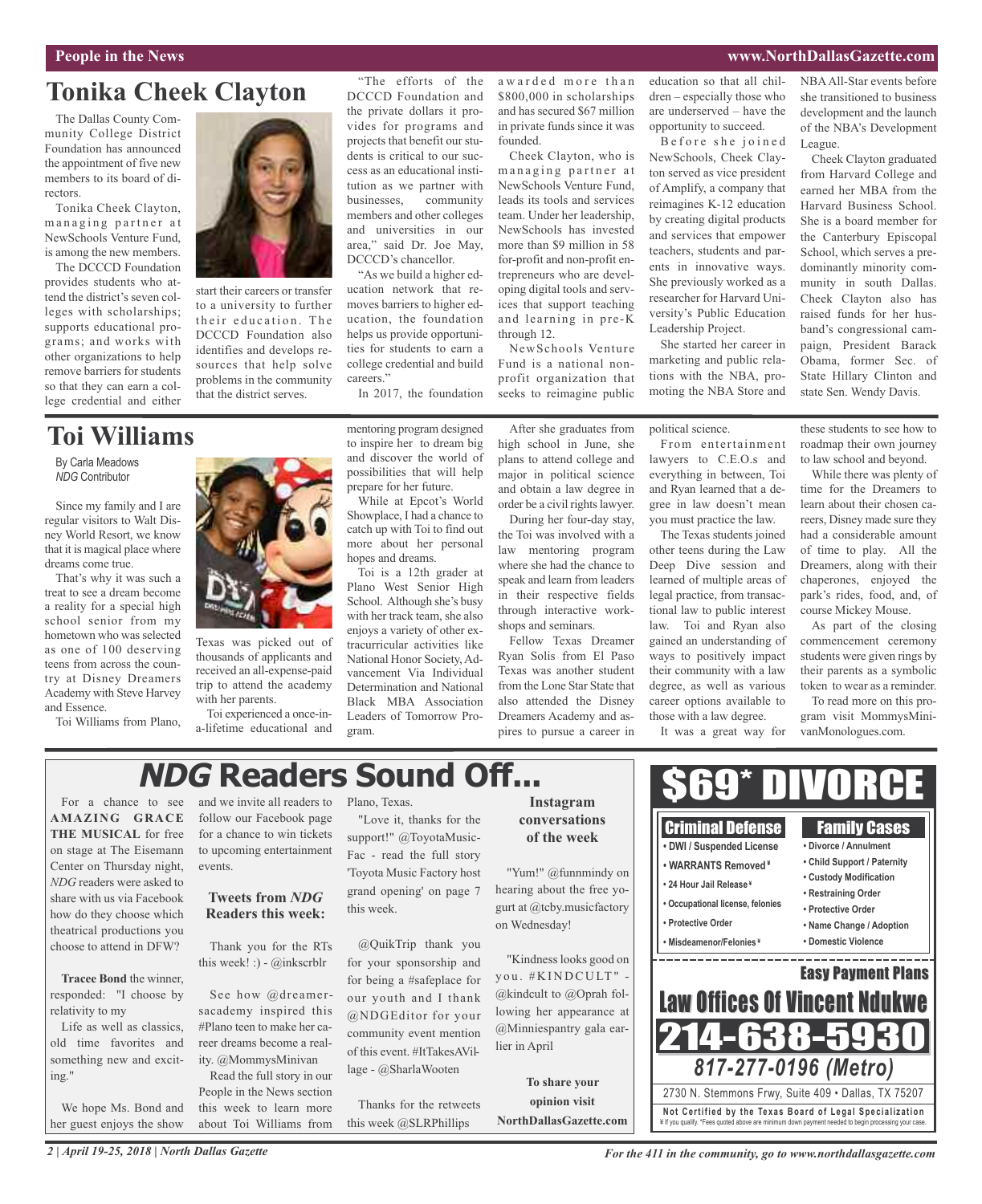# Tonika Cheek Clayton

The Dallas County Community College District Foundation has announced the appointment of five new members to its board of directors.

Tonika Cheek Clayton, managing partner at NewSchools Venture Fund, is among the new members.

The DCCCD Foundation provides students who attend the district's seven colleges with scholarships; supports educational programs; and works with other organizations to help remove barriers for students so that they can earn a college credential and either start their careers or transfer to a university to further their education. The DCCCD Foundation also identifies and develops resources that help solve problems in the community that the district serves.

"The efforts of the DCCCD Foundation and the private dollars it provides for programs and projects that benefit our students is critical to our success as an educational institution as we partner with businesses, community members and other colleges and universities in our area," said Dr. Joe May, DCCCD's chancellor.

"As we build a higher education network that removes barriers to higher education, the foundation helps us provide opportunities for students to earn a college credential and build careers."

In 2017, the foundation awarded more than $800,000 in scholarships and has secured $67 million in private funds since it was founded.

Cheek Clayton, who is managing partner at NewSchools Venture Fund, leads its tools and services team. Under her leadership, NewSchools has invested more than $9 million in 58 for-profit and non-profit entrepreneurs who are developing digital tools and services that support teaching and learning in pre-K through 12.

NewSchools Venture Fund is a national nonprofit organization that seeks to reimagine public education so that all children – especially those who are underserved – have the opportunity to succeed.

Before she joined NewSchools, Cheek Clayton served as vice president of Amplify, a company that reimagines K-12 education by creating digital products and services that empower teachers, students and parents in innovative ways. She previously worked as a researcher for Harvard University's Public Education Leadership Project.

She started her career in marketing and public relations with the NBA, promoting the NBA Store and NBA All-Star events before she transitioned to business development and the launch of the NBA's Development League.

Cheek Clayton graduated from Harvard College and earned her MBA from the Harvard Business School. She is a board member for the Canterbury Episcopal School, which serves a predominantly minority community in south Dallas. Cheek Clayton also has raised funds for her husband's congressional campaign, President Barack Obama, former Sec. of State Hillary Clinton and state Sen. Wendy Davis.

# Toi Williams

By Carla Meadows
*NDG* Contributor

Since my family and I are regular visitors to Walt Disney World Resort, we know that it is magical place where dreams come true.

That's why it was such a treat to see a dream become a reality for a special high school senior from my hometown who was selected as one of 100 deserving teens from across the country at Disney Dreamers Academy with Steve Harvey and Essence.

Toi Williams from Plano, Texas was picked out of thousands of applicants and received an all-expense-paid trip to attend the academy with her parents.

Toi experienced a once-in-a-lifetime educational and mentoring program designed to inspire her to dream big and discover the world of possibilities that will help prepare for her future.

While at Epcot's World Showplace, I had a chance to catch up with Toi to find out more about her personal hopes and dreams.

Toi is a 12th grader at Plano West Senior High School. Although she's busy with her track team, she also enjoys a variety of other extracurricular activities like National Honor Society, Advancement Via Individual Determination and National Black MBA Association Leaders of Tomorrow Program.

After she graduates from high school in June, she plans to attend college and major in political science and obtain a law degree in order be a civil rights lawyer.

During her four-day stay, the Toi was involved with a law mentoring program where she had the chance to speak and learn from leaders in their respective fields through interactive workshops and seminars.

Fellow Texas Dreamer Ryan Solis from El Paso Texas was another student from the Lone Star State that also attended the Disney Dreamers Academy and aspires to pursue a career in political science.

From entertainment lawyers to C.E.O.s and everything in between, Toi and Ryan learned that a degree in law doesn't mean you must practice the law.

The Texas students joined other teens during the Law Deep Dive session and learned of multiple areas of legal practice, from transactional law to public interest law. Toi and Ryan also gained an understanding of ways to positively impact their community with a law degree, as well as various career options available to those with a law degree.

It was a great way for these students to see how to roadmap their own journey to law school and beyond.

While there was plenty of time for the Dreamers to learn about their chosen careers, Disney made sure they had a considerable amount of time to play. All the Dreamers, along with their chaperones, enjoyed the park's rides, food, and, of course Mickey Mouse.

As part of the closing commencement ceremony students were given rings by their parents as a symbolic token to wear as a reminder.

To read more on this program visit MommysMinivanMonologues.com.

# *NDG* Readers Sound Off...

For a chance to see **AMAZING GRACE THE MUSICAL** for free on stage at The Eisemann Center on Thursday night, *NDG* readers were asked to share with us via Facebook how do they choose which theatrical productions you choose to attend in DFW?

**Tracee Bond** the winner, responded: "I choose by relativity to my

Life as well as classics, old time favorites and something new and exciting."

We hope Ms. Bond and her guest enjoys the show and we invite all readers to follow our Facebook page for a chance to win tickets to upcoming entertainment events.

### Tweets from *NDG* Readers this week:

Thank you for the RTs this week! :) - @inkscrblr

See how @dreamersacademy inspired this #Plano teen to make her career dreams become a reality. @MommysMinivan

Read the full story in our People in the News section this week to learn more about Toi Williams from Plano, Texas.

"Love it, thanks for the support!" @ToyotaMusicFac - read the full story 'Toyota Music Factory host grand opening' on page 7 this week.

@QuikTrip thank you for your sponsorship and for being a #safeplace for our youth and I thank @NDGEditor for your community event mention of this event. #ItTakesAVillage - @SharlaWooten

Thanks for the retweets this week @SLRPhillips

### Instagram conversations of the week

"Yum!" @funnmindy on hearing about the free yogurt at @tcby.musicfactory on Wednesday!

"Kindness looks good on you. #KINDCULT" - @kindcult to @Oprah following her appearance at @Minniespantry gala earlier in April

**To share your opinion visit NorthDallasGazette.com**

# $69* DIVORCE

**Criminal Defense**
- DWI / Suspended License
- WARRANTS Removed ¥
- 24 Hour Jail Release ¥
- Occupational license, felonies
- Protective Order
- Misdemeanor/Felonies ¥

**Family Cases**
- Divorce / Annulment
- Child Support / Paternity
- Custody Modification
- Restraining Order
- Protective Order
- Name Change / Adoption
- Domestic Violence

**Easy Payment Plans**

**Law Offices Of Vincent Ndukwe**

**214-638-5930**

***817-277-0196 (Metro)***

2730 N. Stemmons Frwy, Suite 409 • Dallas, TX 75207

**Not Certified by the Texas Board of Legal Specialization**
¥ If you qualify. *Fees quoted above are minimum down payment needed to begin processing your case.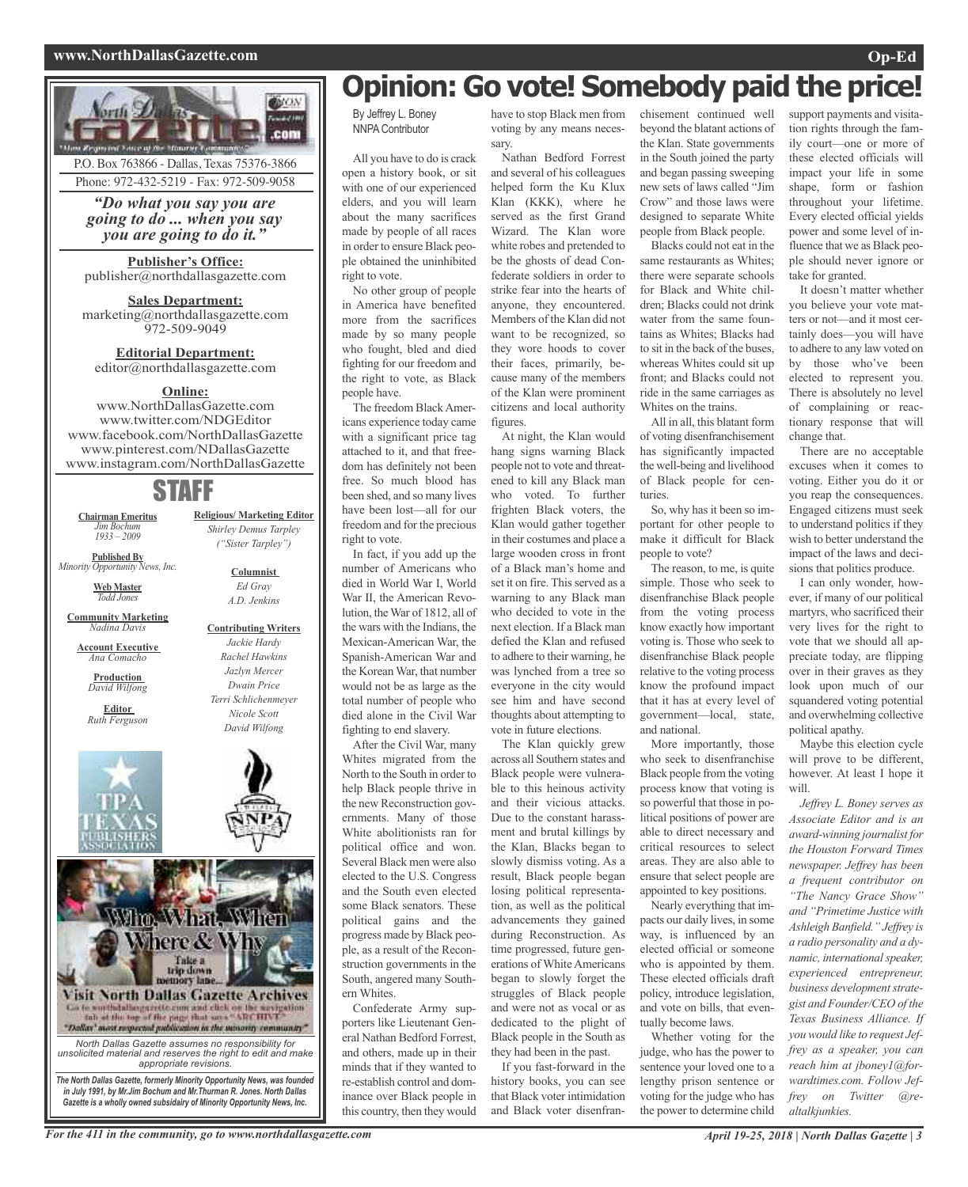# Opinion: Go vote! Somebody paid the price!

By Jeffrey L. Boney
NNPA Contributor

All you have to do is crack open a history book, or sit with one of our experienced elders, and you will learn about the many sacrifices made by people of all races in order to ensure Black people obtained the uninhibited right to vote.

No other group of people in America have benefited more from the sacrifices made by so many people who fought, bled and died fighting for our freedom and the right to vote, as Black people have.

The freedom Black Americans experience today came with a significant price tag attached to it, and that freedom has definitely not been free. So much blood has been shed, and so many lives have been lost—all for our freedom and for the precious right to vote.

In fact, if you add up the number of Americans who died in World War I, World War II, the American Revolution, the War of 1812, all of the wars with the Indians, the Mexican-American War, the Spanish-American War and the Korean War, that number would not be as large as the total number of people who died alone in the Civil War fighting to end slavery.

After the Civil War, many Whites migrated from the North to the South in order to help Black people thrive in the new Reconstruction governments. Many of those White abolitionists ran for political office and won. Several Black men were also elected to the U.S. Congress and the South even elected some Black senators. These political gains and the progress made by Black people, as a result of the Reconstruction governments in the South, angered many Southern Whites.

Confederate Army supporters like Lieutenant General Nathan Bedford Forrest, and others, made up in their minds that if they wanted to re-establish control and dominance over Black people in this country, then they would have to stop Black men from voting by any means necessary.

Nathan Bedford Forrest and several of his colleagues helped form the Ku Klux Klan (KKK), where he served as the first Grand Wizard. The Klan wore white robes and pretended to be the ghosts of dead Confederate soldiers in order to strike fear into the hearts of anyone, they encountered. Members of the Klan did not want to be recognized, so they wore hoods to cover their faces, primarily, because many of the members of the Klan were prominent citizens and local authority figures.

At night, the Klan would hang signs warning Black people not to vote and threatened to kill any Black man who voted. To further frighten Black voters, the Klan would gather together in their costumes and place a large wooden cross in front of a Black man's home and set it on fire. This served as a warning to any Black man who decided to vote in the next election. If a Black man defied the Klan and refused to adhere to their warning, he was lynched from a tree so everyone in the city would see him and have second thoughts about attempting to vote in future elections.

The Klan quickly grew across all Southern states and Black people were vulnerable to this heinous activity and their vicious attacks. Due to the constant harassment and brutal killings by the Klan, Blacks began to slowly dismiss voting. As a result, Black people began losing political representation, as well as the political advancements they gained during Reconstruction. As time progressed, future generations of White Americans began to slowly forget the struggles of Black people and were not as vocal or as dedicated to the plight of Black people in the South as they had been in the past.

If you fast-forward in the history books, you can see that Black voter intimidation and Black voter disenfranchisement continued well beyond the blatant actions of the Klan. State governments in the South joined the party and began passing sweeping new sets of laws called "Jim Crow" and those laws were designed to separate White people from Black people.

Blacks could not eat in the same restaurants as Whites; there were separate schools for Black and White children; Blacks could not drink water from the same fountains as Whites; Blacks had to sit in the back of the buses, whereas Whites could sit up front; and Blacks could not ride in the same carriages as Whites on the trains.

All in all, this blatant form of voting disenfranchisement has significantly impacted the well-being and livelihood of Black people for centuries.

So, why has it been so important for other people to make it difficult for Black people to vote?

The reason, to me, is quite simple. Those who seek to disenfranchise Black people from the voting process know exactly how important voting is. Those who seek to disenfranchise Black people relative to the voting process know the profound impact that it has at every level of government—local, state, and national.

More importantly, those who seek to disenfranchise Black people from the voting process know that voting is so powerful that those in political positions of power are able to direct necessary and critical resources to select areas. They are also able to ensure that select people are appointed to key positions.

Nearly everything that impacts our daily lives, in some way, is influenced by an elected official or someone who is appointed by them. These elected officials draft policy, introduce legislation, and vote on bills, that eventually become laws.

Whether voting for the judge, who has the power to sentence your loved one to a lengthy prison sentence or voting for the judge who has the power to determine child support payments and visitation rights through the family court—one or more of these elected officials will impact your life in some shape, form or fashion throughout your lifetime. Every elected official yields power and some level of influence that we as Black people should never ignore or take for granted.

It doesn't matter whether you believe your vote matters or not—and it most certainly does—you will have to adhere to any law voted on by those who've been elected to represent you. There is absolutely no level of complaining or reactionary response that will change that.

There are no acceptable excuses when it comes to voting. Either you do it or you reap the consequences. Engaged citizens must seek to understand politics if they wish to better understand the impact of the laws and decisions that politics produce.

I can only wonder, however, if many of our political martyrs, who sacrificed their very lives for the right to vote that we should all appreciate today, are flipping over in their graves as they look upon much of our squandered voting potential and overwhelming collective political apathy.

Maybe this election cycle will prove to be different, however. At least I hope it will.

*Jeffrey L. Boney serves as Associate Editor and is an award-winning journalist for the Houston Forward Times newspaper. Jeffrey has been a frequent contributor on "The Nancy Grace Show" and "Primetime Justice with Ashleigh Banfield." Jeffrey is a radio personality and a dynamic, international speaker, experienced entrepreneur, business development strategist and Founder/CEO of the Texas Business Alliance. If you would like to request Jeffrey as a speaker, you can reach him at jboney1@forwardtimes.com. Follow Jeffrey on Twitter @realtalkjunkies.*

---

P.O. Box 763866 - Dallas, Texas 75376-3866
Phone: 972-432-5219 - Fax: 972-509-9058

***"Do what you say you are going to do ... when you say you are going to do it."***

**Publisher's Office:**
publisher@northdallasgazette.com

**Sales Department:**
marketing@northdallasgazette.com
972-509-9049

**Editorial Department:**
editor@northdallasgazette.com

**Online:**
www.NorthDallasGazette.com
www.twitter.com/NDGEditor
www.facebook.com/NorthDallasGazette
www.pinterest.com/NDallasGazette
www.instagram.com/NorthDallasGazette

## STAFF

**Chairman Emeritus**
*Jim Bochum*
*1933 – 2009*

**Published By**
*Minority Opportunity News, Inc.*

**Web Master**
*Todd Jones*

**Community Marketing**
*Nadina Davis*

**Account Executive**
*Ana Comacho*

**Production**
*David Wilfong*

**Editor**
*Ruth Ferguson*

**Religious/ Marketing Editor**
*Shirley Demus Tarpley*
*("Sister Tarpley")*

**Columnist**
*Ed Gray*
*A.D. Jenkins*

**Contributing Writers**
*Jackie Hardy*
*Rachel Hawkins*
*Jazlyn Mercer*
*Dwain Price*
*Terri Schlichenmeyer*
*Nicole Scott*
*David Wilfong*

Who, What, When Where & Why
Take a trip down memory lane...
Visit North Dallas Gazette Archives
Go to northdallasgazette.com and click on the navigation tab at the top of the page that says "ARCHIVE"
"Dallas' most respected publication in the minority community"

*North Dallas Gazette assumes no responsibility for unsolicited material and reserves the right to edit and make appropriate revisions.*

***The North Dallas Gazette, formerly Minority Opportunity News, was founded in July 1991, by Mr.Jim Bochum and Mr.Thurman R. Jones. North Dallas Gazette is a wholly owned subsidairy of Minority Opportunity News, Inc.***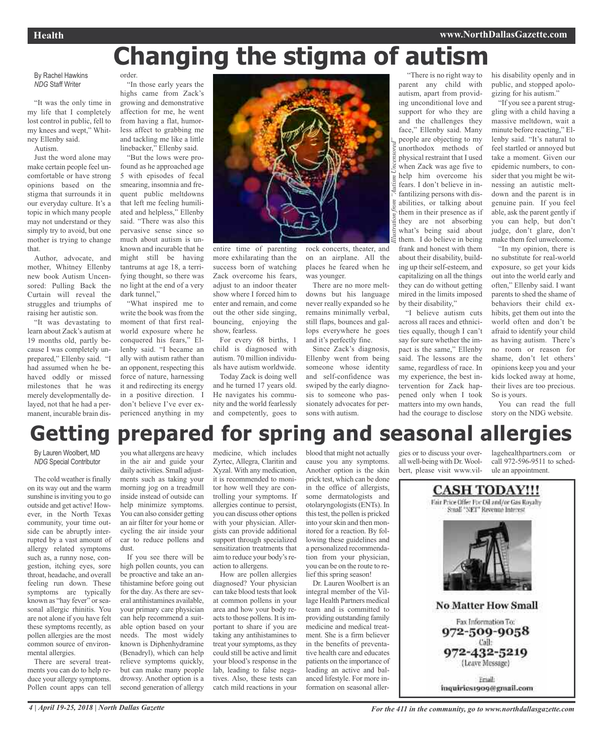# Changing the stigma of autism

By Rachel Hawkins
*NDG* Staff Writer

"It was the only time in my life that I completely lost control in public, fell to my knees and wept," Whitney Ellenby said.

Autism.

Just the word alone may make certain people feel uncomfortable or have strong opinions based on the stigma that surrounds it in our everyday culture. It's a topic in which many people may not understand or they simply try to avoid, but one mother is trying to change that.

Author, advocate, and mother, Whitney Ellenby new book Autism Uncensored: Pulling Back the Curtain will reveal the struggles and triumphs of raising her autistic son.

"It was devastating to learn about Zack's autism at 19 months old, partly because I was completely unprepared," Ellenby said. "I had assumed when he behaved oddly or missed milestones that he was merely developmentally delayed, not that he had a permanent, incurable brain disorder.

"In those early years the highs came from Zack's growing and demonstrative affection for me, he went from having a flat, humorless affect to grabbing me and tackling me like a little linebacker," Ellenby said.

"But the lows were profound as he approached age 5 with episodes of fecal smearing, insomnia and frequent public meltdowns that left me feeling humiliated and helpless," Ellenby said. "There was also this pervasive sense since so much about autism is unknown and incurable that he might still be having tantrums at age 18, a terrifying thought, so there was no light at the end of a very dark tunnel,"

"What inspired me to write the book was from the moment of that first real-world exposure where he conquered his fears," Ellenby said. "I became an ally with autism rather than an opponent, respecting this force of nature, harnessing it and redirecting its energy in a positive direction. I don't believe I've ever experienced anything in my entire time of parenting more exhilarating than the success born of watching Zack overcome his fears, adjust to an indoor theater show where I forced him to enter and remain, and come out the other side singing, bouncing, enjoying the show, fearless.

For every 68 births, 1 child is diagnosed with autism. 70 million individuals have autism worldwide.

Today Zack is doing well and he turned 17 years old. He navigates his community and the world fearlessly and competently, goes to rock concerts, theater, and on an airplane. All the places he feared when he was younger.

There are no more meltdowns but his language never really expanded so he remains minimally verbal, still flaps, bounces and gallops everywhere he goes and it's perfectly fine.

Since Zack's diagnosis, Ellenby went from being someone whose identity and self-confidence was swiped by the early diagnosis to someone who passionately advocates for persons with autism.

*Illustration from "Autism Uncensored"*

"There is no right way to parent any child with autism, apart from providing unconditional love and support for who they are and the challenges they face," Ellenby said. Many people are objecting to my unorthodox methods of physical restraint that I used when Zack was age five to help him overcome his fears. I don't believe in infantilizing persons with disabilities, or talking about them in their presence as if they are not absorbing what's being said about them. I do believe in being frank and honest with them about their disability, building up their self-esteem, and capitalizing on all the things they can do without getting mired in the limits imposed by their disability,"

"I believe autism cuts across all races and ethnicities equally, though I can't say for sure whether the impact is the same," Ellenby said. The lessons are the same, regardless of race. In my experience, the best intervention for Zack happened only when I took matters into my own hands, had the courage to disclose his disability openly and in public, and stopped apologizing for his autism."

"If you see a parent struggling with a child having a massive meltdown, wait a minute before reacting," Ellenby said. "It's natural to feel startled or annoyed but take a moment. Given our epidemic numbers, to consider that you might be witnessing an autistic meltdown and the parent is in genuine pain. If you feel able, ask the parent gently if you can help, but don't judge, don't glare, don't make them feel unwelcome.

"In my opinion, there is no substitute for real-world exposure, so get your kids out into the world early and often," Ellenby said. I want parents to shed the shame of behaviors their child exhibits, get them out into the world often and don't be afraid to identify your child as having autism. There's no room or reason for shame, don't let others' opinions keep you and your kids locked away at home, their lives are too precious. So is yours.

You can read the full story on the NDG website.

# Getting prepared for spring and seasonal allergies

By Lauren Woolbert, MD
*NDG* Special Contributor

The cold weather is finally on its way out and the warm sunshine is inviting you to go outside and get active! However, in the North Texas community, your time outside can be abruptly interrupted by a vast amount of allergy related symptoms such as, a runny nose, congestion, itching eyes, sore throat, headache, and overall feeling run down. These symptoms are typically known as "hay fever" or seasonal allergic rhinitis. You are not alone if you have felt these symptoms recently, as pollen allergies are the most common source of environmental allergies.

There are several treatments you can do to help reduce your allergy symptoms. Pollen count apps can tell you what allergens are heavy in the air and guide your daily activities. Small adjustments such as taking your morning jog on a treadmill inside instead of outside can help minimize symptoms. You can also consider getting an air filter for your home or cycling the air inside your car to reduce pollens and dust.

If you see there will be high pollen counts, you can be proactive and take an antihistamine before going out for the day. As there are several antihistamines available, your primary care physician can help recommend a suitable option based on your needs. The most widely known is Diphenhydramine (Benadryl), which can help relieve symptoms quickly, but can make many people drowsy. Another option is a second generation of allergy medicine, which includes Zyrtec, Allegra, Claritin and Xyzal. With any medication, it is recommended to monitor how well they are controlling your symptoms. If allergies continue to persist, you can discuss other options with your physician. Allergists can provide additional support through specialized sensitization treatments that aim to reduce your body's reaction to allergens.

How are pollen allergies diagnosed? Your physician can take blood tests that look at common pollens in your area and how your body reacts to those pollens. It is important to share if you are taking any antihistamines to treat your symptoms, as they could still be active and limit your blood's response in the lab, leading to false negatives. Also, these tests can catch mild reactions in your blood that might not actually cause you any symptoms. Another option is the skin prick test, which can be done in the office of allergists, some dermatologists and otolaryngologists (ENTs). In this test, the pollen is pricked into your skin and then monitored for a reaction. By following these guidelines and a personalized recommendation from your physician, you can be on the route to relief this spring season!

Dr. Lauren Woolbert is an integral member of the Village Health Partners medical team and is committed to providing outstanding family medicine and medical treatment. She is a firm believer in the benefits of preventative health care and educates patients on the importance of leading an active and balanced lifestyle. For more information on seasonal allergies or to discuss your overall well-being with Dr. Woolbert, please visit www.villagehealthpartners.com or call 972-596-9511 to schedule an appointment.

**CASH TODAY!!!**

Fair Price Offer For Oil and/or Gas Royalty
Small "NET" Revenue Interest

**No Matter How Small**

Fax Information To:
**972-509-9058**
Call:
**972-432-5219**
(Leave Message)

Email:
inquiries1909@gmail.com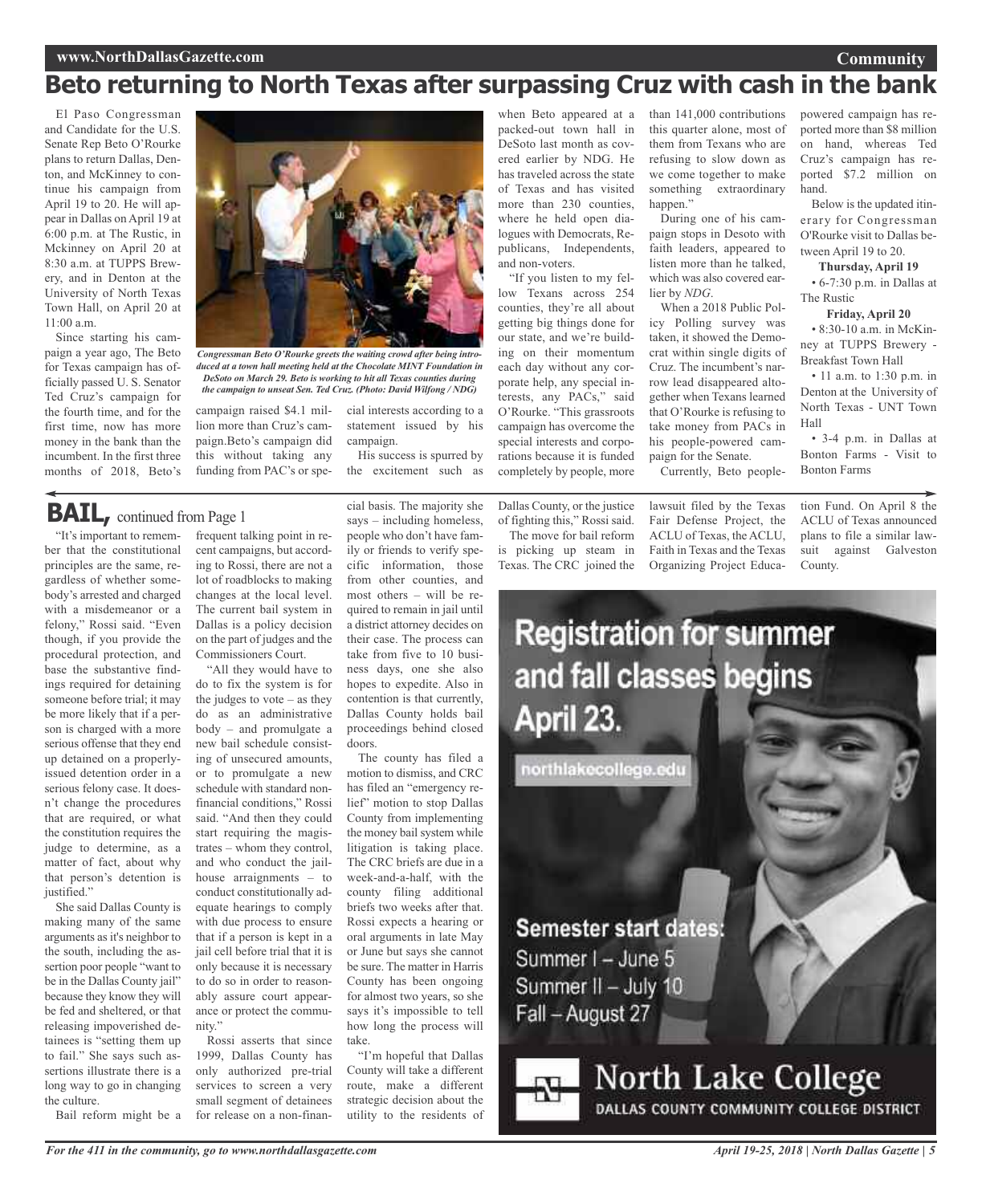# Beto returning to North Texas after surpassing Cruz with cash in the bank

El Paso Congressman and Candidate for the U.S. Senate Rep Beto O'Rourke plans to return Dallas, Denton, and McKinney to continue his campaign from April 19 to 20. He will appear in Dallas on April 19 at 6:00 p.m. at The Rustic, in Mckinney on April 20 at 8:30 a.m. at TUPPS Brewery, and in Denton at the University of North Texas Town Hall, on April 20 at 11:00 a.m.

Since starting his campaign a year ago, The Beto for Texas campaign has officially passed U. S. Senator Ted Cruz's campaign for the fourth time, and for the first time, now has more money in the bank than the incumbent. In the first three months of 2018, Beto's campaign raised $4.1 million more than Cruz's campaign.Beto's campaign did this without taking any funding from PAC's or special interests according to a statement issued by his campaign.

*Congressman Beto O'Rourke greets the waiting crowd after being introduced at a town hall meeting held at the Chocolate MINT Foundation in DeSoto on March 29. Beto is working to hit all Texas counties during the campaign to unseat Sen. Ted Cruz. (Photo: David Wilfong / NDG)*

His success is spurred by the excitement such as when Beto appeared at a packed-out town hall in DeSoto last month as covered earlier by NDG. He has traveled across the state of Texas and has visited more than 230 counties, where he held open dialogues with Democrats, Republicans, Independents, and non-voters.

"If you listen to my fellow Texans across 254 counties, they're all about getting big things done for our state, and we're building on their momentum each day without any corporate help, any special interests, any PACs," said O'Rourke. "This grassroots campaign has overcome the special interests and corporations because it is funded completely by people, more than 141,000 contributions this quarter alone, most of them from Texans who are refusing to slow down as we come together to make something extraordinary happen."

During one of his campaign stops in Desoto with faith leaders, appeared to listen more than he talked, which was also covered earlier by *NDG*.

When a 2018 Public Policy Polling survey was taken, it showed the Democrat within single digits of Cruz. The incumbent's narrow lead disappeared altogether when Texans learned that O'Rourke is refusing to take money from PACs in his people-powered campaign for the Senate.

Currently, Beto people-powered campaign has reported more than $8 million on hand, whereas Ted Cruz's campaign has reported $7.2 million on hand.

Below is the updated itinerary for Congressman O'Rourke visit to Dallas between April 19 to 20.

**Thursday, April 19**

- 6-7:30 p.m. in Dallas at The Rustic

**Friday, April 20**

- 8:30-10 a.m. in McKinney at TUPPS Brewery - Breakfast Town Hall
- 11 a.m. to 1:30 p.m. in Denton at the University of North Texas - UNT Town Hall
- 3-4 p.m. in Dallas at Bonton Farms - Visit to Bonton Farms

## BAIL, continued from Page 1

"It's important to remember that the constitutional principles are the same, regardless of whether somebody's arrested and charged with a misdemeanor or a felony," Rossi said. "Even though, if you provide the procedural protection, and base the substantive findings required for detaining someone before trial; it may be more likely that if a person is charged with a more serious offense that they end up detained on a properly-issued detention order in a serious felony case. It doesn't change the procedures that are required, or what the constitution requires the judge to determine, as a matter of fact, about why that person's detention is justified."

She said Dallas County is making many of the same arguments as it's neighbor to the south, including the assertion poor people "want to be in the Dallas County jail" because they know they will be fed and sheltered, or that releasing impoverished detainees is "setting them up to fail." She says such assertions illustrate there is a long way to go in changing the culture.

Bail reform might be a frequent talking point in recent campaigns, but according to Rossi, there are not a lot of roadblocks to making changes at the local level. The current bail system in Dallas is a policy decision on the part of judges and the Commissioners Court.

"All they would have to do to fix the system is for the judges to vote – as they do as an administrative body – and promulgate a new bail schedule consisting of unsecured amounts, or to promulgate a new schedule with standard non-financial conditions," Rossi said. "And then they could start requiring the magistrates – whom they control, and who conduct the jailhouse arraignments – to conduct constitutionally adequate hearings to comply with due process to ensure that if a person is kept in a jail cell before trial that it is only because it is necessary to do so in order to reasonably assure court appearance or protect the community."

Rossi asserts that since 1999, Dallas County has only authorized pre-trial services to screen a very small segment of detainees for release on a non-financial basis. The majority she says – including homeless, people who don't have family or friends to verify specific information, those from other counties, and most others – will be required to remain in jail until a district attorney decides on their case. The process can take from five to 10 business days, one she also hopes to expedite. Also in contention is that currently, Dallas County holds bail proceedings behind closed doors.

The county has filed a motion to dismiss, and CRC has filed an "emergency relief" motion to stop Dallas County from implementing the money bail system while litigation is taking place. The CRC briefs are due in a week-and-a-half, with the county filing additional briefs two weeks after that. Rossi expects a hearing or oral arguments in late May or June but says she cannot be sure. The matter in Harris County has been ongoing for almost two years, so she says it's impossible to tell how long the process will take.

"I'm hopeful that Dallas County will take a different route, make a different strategic decision about the utility to the residents of Dallas County, or the justice of fighting this," Rossi said.

The move for bail reform is picking up steam in Texas. The CRC joined the lawsuit filed by the Texas Fair Defense Project, the ACLU of Texas, the ACLU, Faith in Texas and the Texas Organizing Project Education Fund. On April 8 the ACLU of Texas announced plans to file a similar lawsuit against Galveston County.

**Registration for summer and fall classes begins April 23.**

northlakecollege.edu

**Semester start dates:**

Summer I – June 5
Summer II – July 10
Fall – August 27

**North Lake College**
DALLAS COUNTY COMMUNITY COLLEGE DISTRICT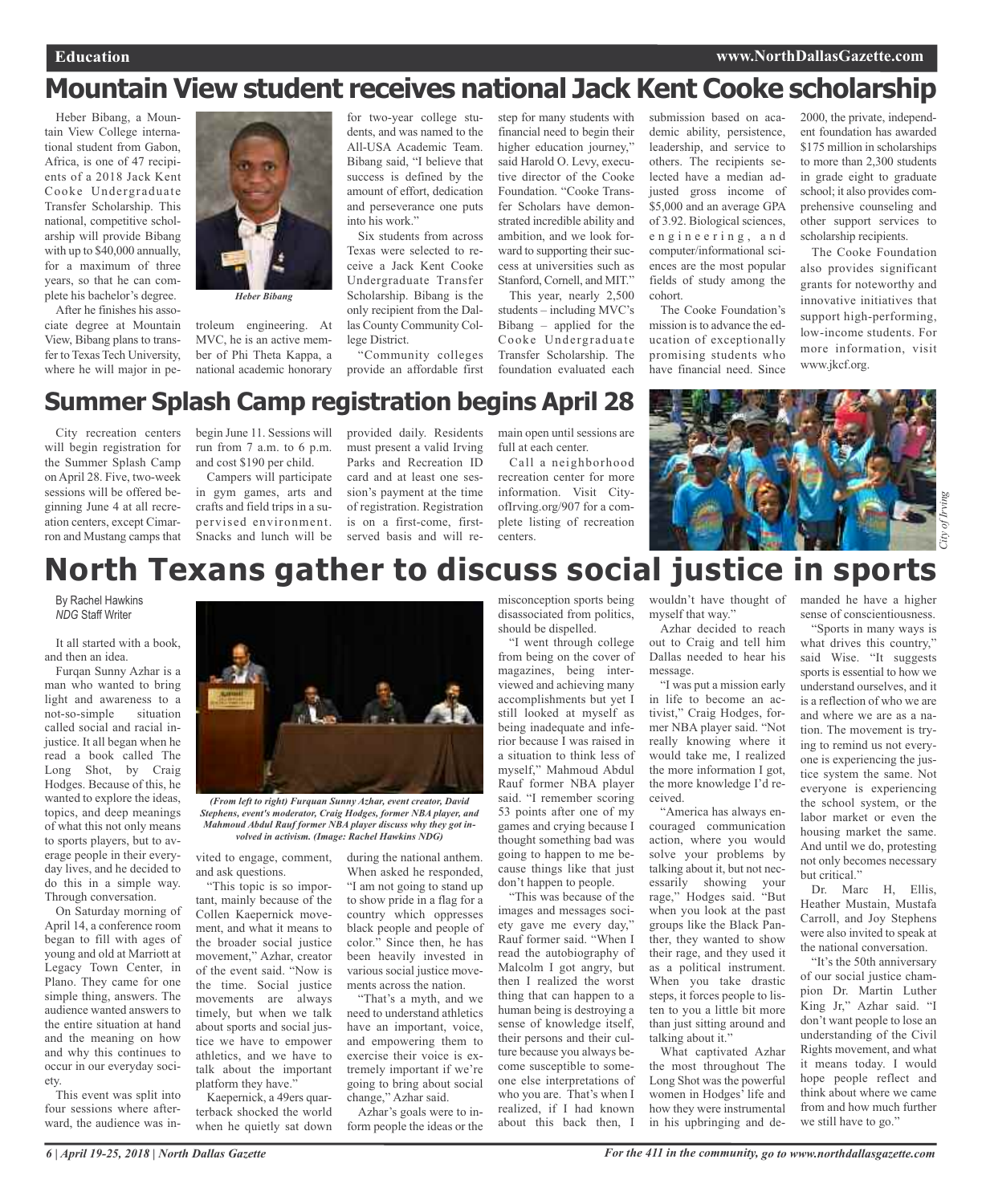# Mountain View student receives national Jack Kent Cooke scholarship

Heber Bibang, a Mountain View College international student from Gabon, Africa, is one of 47 recipients of a 2018 Jack Kent Cooke Undergraduate Transfer Scholarship. This national, competitive scholarship will provide Bibang with up to $40,000 annually, for a maximum of three years, so that he can complete his bachelor's degree.

*Heber Bibang*

After he finishes his associate degree at Mountain View, Bibang plans to transfer to Texas Tech University, where he will major in petroleum engineering. At MVC, he is an active member of Phi Theta Kappa, a national academic honorary for two-year college students, and was named to the All-USA Academic Team. Bibang said, "I believe that success is defined by the amount of effort, dedication and perseverance one puts into his work."

Six students from across Texas were selected to receive a Jack Kent Cooke Undergraduate Transfer Scholarship. Bibang is the only recipient from the Dallas County Community College District.

"Community colleges provide an affordable first step for many students with financial need to begin their higher education journey," said Harold O. Levy, executive director of the Cooke Foundation. "Cooke Transfer Scholars have demonstrated incredible ability and ambition, and we look forward to supporting their success at universities such as Stanford, Cornell, and MIT."

This year, nearly 2,500 students – including MVC's Bibang – applied for the Cooke Undergraduate Transfer Scholarship. The foundation evaluated each submission based on academic ability, persistence, leadership, and service to others. The recipients selected have a median adjusted gross income of $5,000 and an average GPA of 3.92. Biological sciences, engineering, and computer/informational sciences are the most popular fields of study among the cohort.

The Cooke Foundation's mission is to advance the education of exceptionally promising students who have financial need. Since 2000, the private, independent foundation has awarded $175 million in scholarships to more than 2,300 students in grade eight to graduate school; it also provides comprehensive counseling and other support services to scholarship recipients.

The Cooke Foundation also provides significant grants for noteworthy and innovative initiatives that support high-performing, low-income students. For more information, visit www.jkcf.org.

# Summer Splash Camp registration begins April 28

City recreation centers will begin registration for the Summer Splash Camp on April 28. Five, two-week sessions will be offered beginning June 4 at all recreation centers, except Cimarron and Mustang camps that begin June 11. Sessions will run from 7 a.m. to 6 p.m. and cost $190 per child.

Campers will participate in gym games, arts and crafts and field trips in a supervised environment. Snacks and lunch will be provided daily. Residents must present a valid Irving Parks and Recreation ID card and at least one session's payment at the time of registration. Registration is on a first-come, first-served basis and will remain open until sessions are full at each center.

Call a neighborhood recreation center for more information. Visit CityofIrving.org/907 for a complete listing of recreation centers.

*City of Irving*

# North Texans gather to discuss social justice in sports

By Rachel Hawkins
*NDG* Staff Writer

It all started with a book, and then an idea.

Furqan Sunny Azhar is a man who wanted to bring light and awareness to a not-so-simple situation called social and racial injustice. It all began when he read a book called The Long Shot, by Craig Hodges. Because of this, he wanted to explore the ideas, topics, and deep meanings of what this not only means to sports players, but to average people in their everyday lives, and he decided to do this in a simple way. Through conversation.

*(From left to right) Furquan Sunny Azhar, event creator, David Stephens, event's moderator, Craig Hodges, former NBA player, and Mahmoud Abdul Rauf former NBA player discuss why they got involved in activism. (Image: Rachel Hawkins NDG)*

On Saturday morning of April 14, a conference room began to fill with ages of young and old at Marriott at Legacy Town Center, in Plano. They came for one simple thing, answers. The audience wanted answers to the entire situation at hand and the meaning on how and why this continues to occur in our everyday society.

This event was split into four sessions where afterward, the audience was invited to engage, comment, and ask questions.

"This topic is so important, mainly because of the Collen Kaepernick movement, and what it means to the broader social justice movement," Azhar, creator of the event said. "Now is the time. Social justice movements are always timely, but when we talk about sports and social justice we have to empower athletics, and we have to talk about the important platform they have."

Kaepernick, a 49ers quarterback shocked the world when he quietly sat down during the national anthem. When asked he responded, "I am not going to stand up to show pride in a flag for a country which oppresses black people and people of color." Since then, he has been heavily invested in various social justice movements across the nation.

"That's a myth, and we need to understand athletics have an important, voice, and empowering them to exercise their voice is extremely important if we're going to bring about social change," Azhar said.

Azhar's goals were to inform people the ideas or the misconception sports being disassociated from politics, should be dispelled.

"I went through college from being on the cover of magazines, being interviewed and achieving many accomplishments but yet I still looked at myself as being inadequate and inferior because I was raised in a situation to think less of myself," Mahmoud Abdul Rauf former NBA player said. "I remember scoring 53 points after one of my games and crying because I thought something bad was going to happen to me because things like that just don't happen to people.

"This was because of the images and messages society gave me every day," Rauf former said. "When I read the autobiography of Malcolm I got angry, but then I realized the worst thing that can happen to a human being is destroying a sense of knowledge itself, their persons and their culture because you always become susceptible to someone else interpretations of who you are. That's when I realized, if I had known about this back then, I wouldn't have thought of myself that way."

Azhar decided to reach out to Craig and tell him Dallas needed to hear his message.

"I was put a mission early in life to become an activist," Craig Hodges, former NBA player said. "Not really knowing where it would take me, I realized the more information I got, the more knowledge I'd received.

"America has always encouraged communication action, where you would solve your problems by talking about it, but not necessarily showing your rage," Hodges said. "But when you look at the past groups like the Black Panther, they wanted to show their rage, and they used it as a political instrument. When you take drastic steps, it forces people to listen to you a little bit more than just sitting around and talking about it."

What captivated Azhar the most throughout The Long Shot was the powerful women in Hodges' life and how they were instrumental in his upbringing and demanded he have a higher sense of conscientiousness.

"Sports in many ways is what drives this country," said Wise. "It suggests sports is essential to how we understand ourselves, and it is a reflection of who we are and where we are as a nation. The movement is trying to remind us not everyone is experiencing the justice system the same. Not everyone is experiencing the school system, or the labor market or even the housing market the same. And until we do, protesting not only becomes necessary but critical."

Dr. Marc H, Ellis, Heather Mustain, Mustafa Carroll, and Joy Stephens were also invited to speak at the national conversation.

"It's the 50th anniversary of our social justice champion Dr. Martin Luther King Jr," Azhar said. "I don't want people to lose an understanding of the Civil Rights movement, and what it means today. I would hope people reflect and think about where we came from and how much further we still have to go."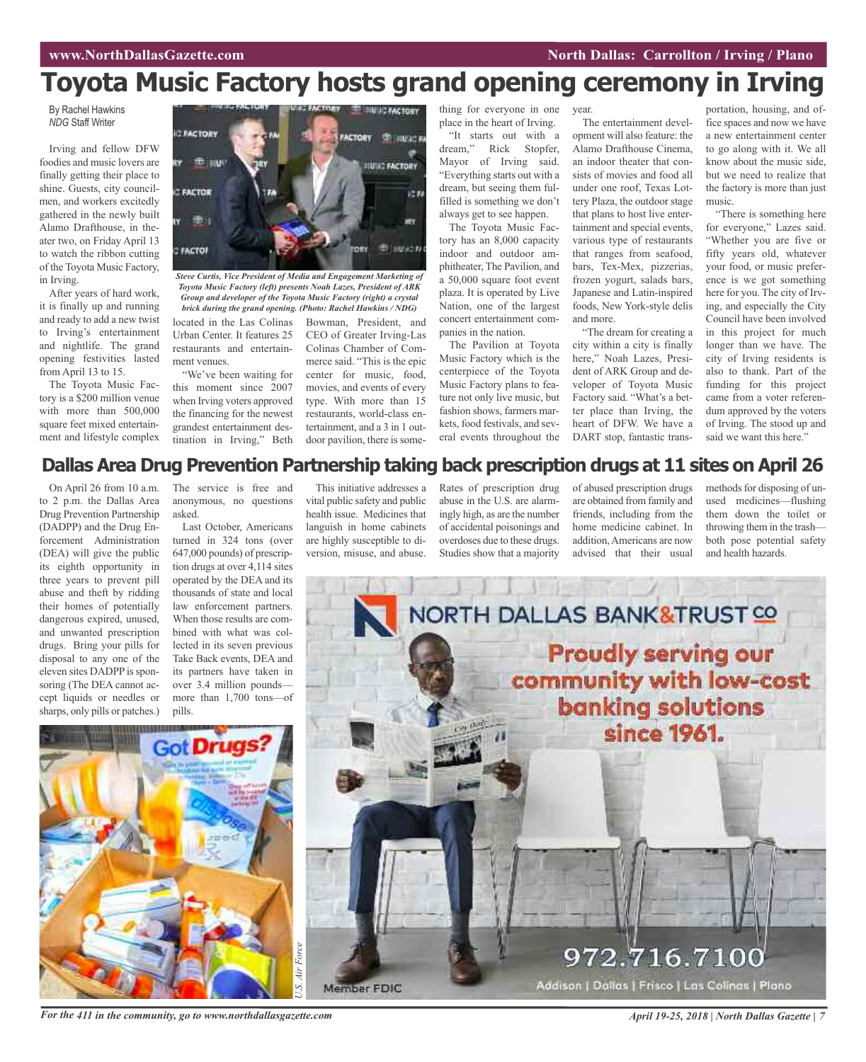# Toyota Music Factory hosts grand opening ceremony in Irving

By Rachel Hawkins
*NDG* Staff Writer

Irving and fellow DFW foodies and music lovers are finally getting their place to shine. Guests, city councilmen, and workers excitedly gathered in the newly built Alamo Drafthouse, in theater two, on Friday April 13 to watch the ribbon cutting of the Toyota Music Factory, in Irving.

After years of hard work, it is finally up and running and ready to add a new twist to Irving's entertainment and nightlife. The grand opening festivities lasted from April 13 to 15.

The Toyota Music Factory is a $200 million venue with more than 500,000 square feet mixed entertainment and lifestyle complex located in the Las Colinas Urban Center. It features 25 restaurants and entertainment venues.

*Steve Curtis, Vice President of Media and Engagement Marketing of Toyota Music Factory (left) presents Noah Lazes, President of ARK Group and developer of the Toyota Music Factory (right) a crystal brick during the grand opening. (Photo: Rachel Hawkins / NDG)*

"We've been waiting for this moment since 2007 when Irving voters approved the financing for the newest grandest entertainment destination in Irving," Beth Bowman, President, and CEO of Greater Irving-Las Colinas Chamber of Commerce said. "This is the epic center for music, food, movies, and events of every type. With more than 15 restaurants, world-class entertainment, and a 3 in 1 outdoor pavilion, there is something for everyone in one place in the heart of Irving.

"It starts out with a dream," Rick Stopfer, Mayor of Irving said. "Everything starts out with a dream, but seeing them fulfilled is something we don't always get to see happen.

The Toyota Music Factory has an 8,000 capacity indoor and outdoor amphitheater, The Pavilion, and a 50,000 square foot event plaza. It is operated by Live Nation, one of the largest concert entertainment companies in the nation.

The Pavilion at Toyota Music Factory which is the centerpiece of the Toyota Music Factory plans to feature not only live music, but fashion shows, farmers markets, food festivals, and several events throughout the year.

The entertainment development will also feature: the Alamo Drafthouse Cinema, an indoor theater that consists of movies and food all under one roof, Texas Lottery Plaza, the outdoor stage that plans to host live entertainment and special events, various type of restaurants that ranges from seafood, bars, Tex-Mex, pizzerias, frozen yogurt, salads bars, Japanese and Latin-inspired foods, New York-style delis and more.

"The dream for creating a city within a city is finally here," Noah Lazes, President of ARK Group and developer of Toyota Music Factory said. "What's a better place than Irving, the heart of DFW. We have a DART stop, fantastic transportation, housing, and office spaces and now we have a new entertainment center to go along with it. We all know about the music side, but we need to realize that the factory is more than just music.

"There is something here for everyone," Lazes said. "Whether you are five or fifty years old, whatever your food, or music preference is we got something here for you. The city of Irving, and especially the City Council have been involved in this project for much longer than we have. The city of Irving residents is also to thank. Part of the funding for this project came from a voter referendum approved by the voters of Irving. The stood up and said we want this here."

# Dallas Area Drug Prevention Partnership taking back prescription drugs at 11 sites on April 26

On April 26 from 10 a.m. to 2 p.m. the Dallas Area Drug Prevention Partnership (DADPP) and the Drug Enforcement Administration (DEA) will give the public its eighth opportunity in three years to prevent pill abuse and theft by ridding their homes of potentially dangerous expired, unused, and unwanted prescription drugs. Bring your pills for disposal to any one of the eleven sites DADPP is sponsoring (The DEA cannot accept liquids or needles or sharps, only pills or patches.) The service is free and anonymous, no questions asked.

Last October, Americans turned in 324 tons (over 647,000 pounds) of prescription drugs at over 4,114 sites operated by the DEA and its thousands of state and local law enforcement partners. When those results are combined with what was collected in its seven previous Take Back events, DEA and its partners have taken in over 3.4 million pounds—more than 1,700 tons—of pills.

This initiative addresses a vital public safety and public health issue. Medicines that languish in home cabinets are highly susceptible to diversion, misuse, and abuse. Rates of prescription drug abuse in the U.S. are alarmingly high, as are the number of accidental poisonings and overdoses due to these drugs. Studies show that a majority of abused prescription drugs are obtained from family and friends, including from the home medicine cabinet. In addition, Americans are now advised that their usual methods for disposing of unused medicines—flushing them down the toilet or throwing them in the trash—both pose potential safety and health hazards.

*U.S. Air Force*

NORTH DALLAS BANK&TRUST CO

Proudly serving our community with low-cost banking solutions since 1961.

972.716.7100

Member FDIC

Addison | Dallas | Frisco | Las Colinas | Plano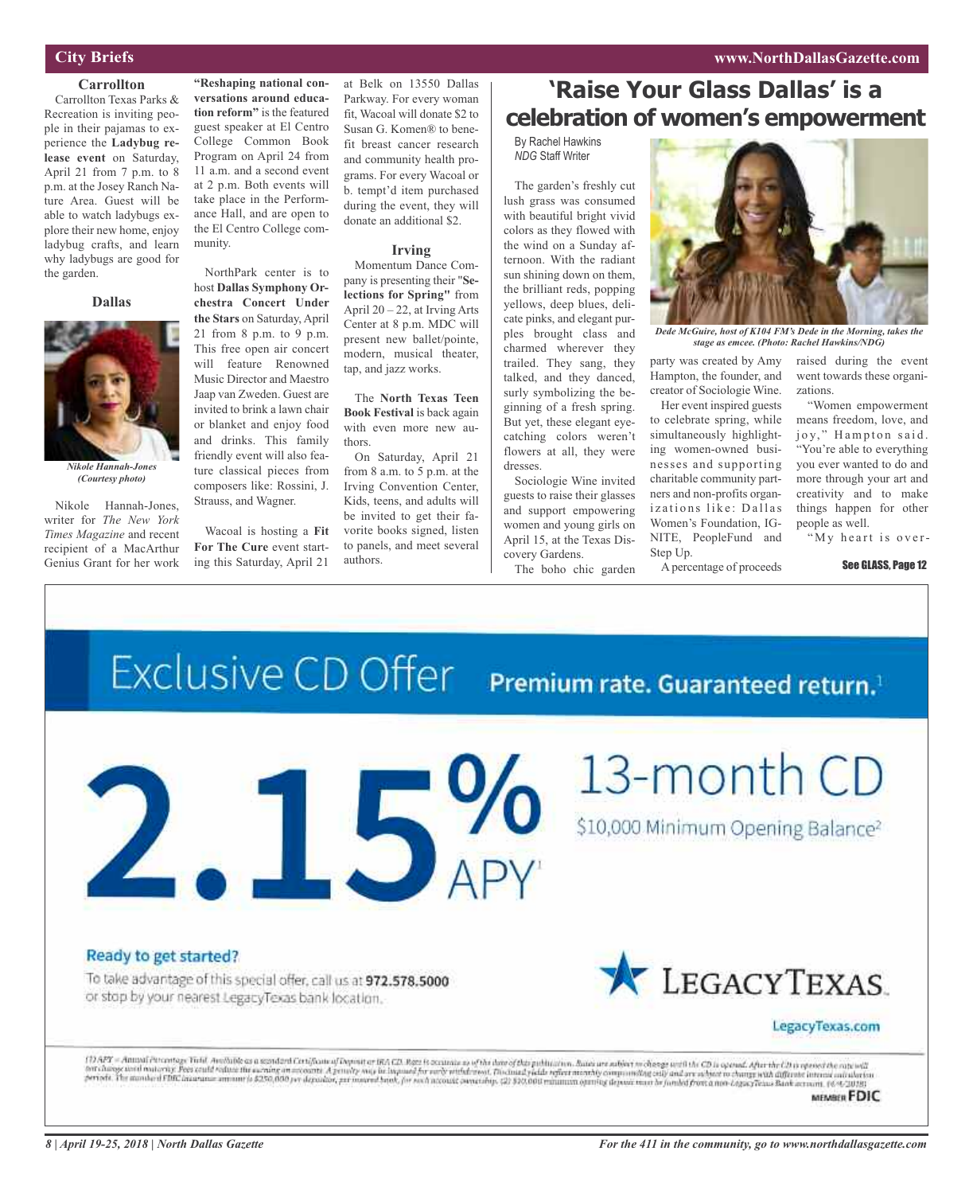## City Briefs

### Carrollton

Carrollton Texas Parks & Recreation is inviting people in their pajamas to experience the **Ladybug release event** on Saturday, April 21 from 7 p.m. to 8 p.m. at the Josey Ranch Nature Area. Guest will be able to watch ladybugs explore their new home, enjoy ladybug crafts, and learn why ladybugs are good for the garden.

### Dallas

*Nikole Hannah-Jones (Courtesy photo)*

Nikole Hannah-Jones, writer for *The New York Times Magazine* and recent recipient of a MacArthur Genius Grant for her work **"Reshaping national conversations around education reform"** is the featured guest speaker at El Centro College Common Book Program on April 24 from 11 a.m. and a second event at 2 p.m. Both events will take place in the Performance Hall, and are open to the El Centro College community.

NorthPark center is to host **Dallas Symphony Orchestra Concert Under the Stars** on Saturday, April 21 from 8 p.m. to 9 p.m. This free open air concert will feature Renowned Music Director and Maestro Jaap van Zweden. Guest are invited to brink a lawn chair or blanket and enjoy food and drinks. This family friendly event will also feature classical pieces from composers like: Rossini, J. Strauss, and Wagner.

Wacoal is hosting a **Fit For The Cure** event starting this Saturday, April 21 at Belk on 13550 Dallas Parkway. For every woman fit, Wacoal will donate $2 to Susan G. Komen® to benefit breast cancer research and community health programs. For every Wacoal or b. tempt'd item purchased during the event, they will donate an additional $2.

### Irving

Momentum Dance Company is presenting their **"Selections for Spring"** from April 20 – 22, at Irving Arts Center at 8 p.m. MDC will present new ballet/pointe, modern, musical theater, tap, and jazz works.

The **North Texas Teen Book Festival** is back again with even more new authors.

On Saturday, April 21 from 8 a.m. to 5 p.m. at the Irving Convention Center, Kids, teens, and adults will be invited to get their favorite books signed, listen to panels, and meet several authors.

# 'Raise Your Glass Dallas' is a celebration of women's empowerment

By Rachel Hawkins
*NDG* Staff Writer

The garden's freshly cut lush grass was consumed with beautiful bright vivid colors as they flowed with the wind on a Sunday afternoon. With the radiant sun shining down on them, the brilliant reds, popping yellows, deep blues, delicate pinks, and elegant purples brought class and charmed wherever they trailed. They sang, they talked, and they danced, surly symbolizing the beginning of a fresh spring. But yet, these elegant eye-catching colors weren't flowers at all, they were dresses.

Sociologie Wine invited guests to raise their glasses and support empowering women and young girls on April 15, at the Texas Discovery Gardens.

*Dede McGuire, host of K104 FM's Dede in the Morning, takes the stage as emcee. (Photo: Rachel Hawkins/NDG)*

The boho chic garden party was created by Amy Hampton, the founder, and creator of Sociologie Wine.

Her event inspired guests to celebrate spring, while simultaneously highlighting women-owned businesses and supporting charitable community partners and non-profits organizations like: Dallas Women's Foundation, IGNITE, PeopleFund and Step Up.

A percentage of proceeds raised during the event went towards these organizations.

"Women empowerment means freedom, love, and joy," Hampton said. "You're able to everything you ever wanted to do and more through your art and creativity and to make things happen for other people as well.

"My heart is over-

See GLASS, Page 12

---

**Exclusive CD Offer** Premium rate. Guaranteed return.[1]

**2.15% APY**[1] 13-month CD

$10,000 Minimum Opening Balance[2]

**Ready to get started?**

To take advantage of this special offer, call us at **972.578.5000** or stop by your nearest LegacyTexas bank location.

LEGACYTEXAS

LegacyTexas.com

(1) APY = Annual Percentage Yield. Available as a standard Certificate of Deposit or IRA CD. Rate is accurate as of the date of this publication. Rates are subject to change until the CD is opened. After the CD is opened the rate will not change until maturity. Fees could reduce the earning on accounts. A penalty may be imposed for early withdrawal. Disclosed yields reflect monthly compounding only and are subject to change with different interest calculation periods. The standard FDIC insurance amount is $250,000 per depositor, per insured bank, for each account ownership. (2) $10,000 minimum opening deposit must be funded from a non-LegacyTexas Bank account. (4/4/2018)

MEMBER FDIC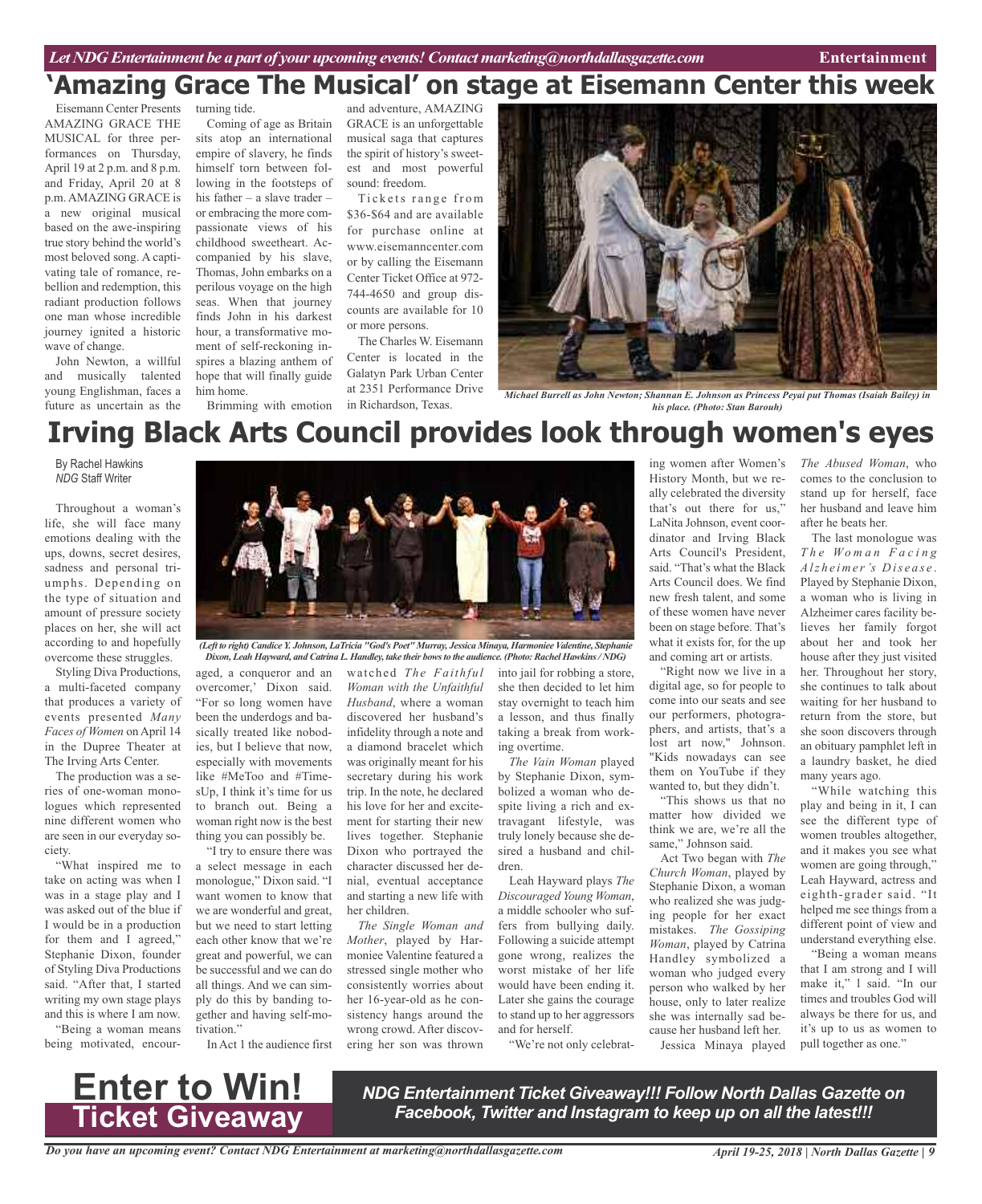# 'Amazing Grace The Musical' on stage at Eisemann Center this week

Eisemann Center Presents AMAZING GRACE THE MUSICAL for three performances on Thursday, April 19 at 2 p.m. and 8 p.m. and Friday, April 20 at 8 p.m. AMAZING GRACE is a new original musical based on the awe-inspiring true story behind the world's most beloved song. A captivating tale of romance, rebellion and redemption, this radiant production follows one man whose incredible journey ignited a historic wave of change.

John Newton, a willful and musically talented young Englishman, faces a future as uncertain as the turning tide.

Coming of age as Britain sits atop an international empire of slavery, he finds himself torn between following in the footsteps of his father – a slave trader – or embracing the more compassionate views of his childhood sweetheart. Accompanied by his slave, Thomas, John embarks on a perilous voyage on the high seas. When that journey finds John in his darkest hour, a transformative moment of self-reckoning inspires a blazing anthem of hope that will finally guide him home.

Brimming with emotion and adventure, AMAZING GRACE is an unforgettable musical saga that captures the spirit of history's sweetest and most powerful sound: freedom.

Tickets range from $36-$64 and are available for purchase online at www.eisemanncenter.com or by calling the Eisemann Center Ticket Office at 972-744-4650 and group discounts are available for 10 or more persons.

The Charles W. Eisemann Center is located in the Galatyn Park Urban Center at 2351 Performance Drive in Richardson, Texas.

*Michael Burrell as John Newton; Shannan E. Johnson as Princess Peyai put Thomas (Isaiah Bailey) in his place. (Photo: Stan Barouh)*

# Irving Black Arts Council provides look through women's eyes

By Rachel Hawkins
*NDG* Staff Writer

*(Left to right) Candice Y. Johnson, LaTricia "God's Poet" Murray, Jessica Minaya, Harmoniee Valentine, Stephanie Dixon, Leah Hayward, and Catrina L. Handley, take their bows to the audience. (Photo: Rachel Hawkins / NDG)*

Throughout a woman's life, she will face many emotions dealing with the ups, downs, secret desires, sadness and personal triumphs. Depending on the type of situation and amount of pressure society places on her, she will act according to and hopefully overcome these struggles.

Styling Diva Productions, a multi-faceted company that produces a variety of events presented *Many Faces of Women* on April 14 in the Dupree Theater at The Irving Arts Center.

The production was a series of one-woman monologues which represented nine different women who are seen in our everyday society.

"What inspired me to take on acting was when I was in a stage play and I was asked out of the blue if I would be in a production for them and I agreed," Stephanie Dixon, founder of Styling Diva Productions said. "After that, I started writing my own stage plays and this is where I am now.

"Being a woman means being motivated, encouraged, a conqueror and an overcomer,' Dixon said. "For so long women have been the underdogs and basically treated like nobodies, but I believe that now, especially with movements like #MeToo and #TimesUp, I think it's time for us to branch out. Being a woman right now is the best thing you can possibly be.

"I try to ensure there was a select message in each monologue," Dixon said. "I want women to know that we are wonderful and great, but we need to start letting each other know that we're great and powerful, we can be successful and we can do all things. And we can simply do this by banding together and having self-motivation."

In Act 1 the audience first watched *The Faithful Woman with the Unfaithful Husband*, where a woman discovered her husband's infidelity through a note and a diamond bracelet which was originally meant for his secretary during his work trip. In the note, he declared his love for her and excitement for starting their new lives together. Stephanie Dixon who portrayed the character discussed her denial, eventual acceptance and starting a new life with her children.

*The Single Woman and Mother*, played by Harmoniee Valentine featured a stressed single mother who consistently worries about her 16-year-old as he consistency hangs around the wrong crowd. After discovering her son was thrown into jail for robbing a store, she then decided to let him stay overnight to teach him a lesson, and thus finally taking a break from working overtime.

*The Vain Woman* played by Stephanie Dixon, symbolized a woman who despite living a rich and extravagant lifestyle, was truly lonely because she desired a husband and children.

Leah Hayward plays *The Discouraged Young Woman*, a middle schooler who suffers from bullying daily. Following a suicide attempt gone wrong, realizes the worst mistake of her life would have been ending it. Later she gains the courage to stand up to her aggressors and for herself.

"We're not only celebrating women after Women's History Month, but we really celebrated the diversity that's out there for us," LaNita Johnson, event coordinator and Irving Black Arts Council's President, said. "That's what the Black Arts Council does. We find new fresh talent, and some of these women have never been on stage before. That's what it exists for, for the up and coming art or artists.

"Right now we live in a digital age, so for people to come into our seats and see our performers, photographers, and artists, that's a lost art now," Johnson. "Kids nowadays can see them on YouTube if they wanted to, but they didn't.

"This shows us that no matter how divided we think we are, we're all the same," Johnson said.

Act Two began with *The Church Woman*, played by Stephanie Dixon, a woman who realized she was judging people for her exact mistakes. *The Gossiping Woman*, played by Catrina Handley symbolized a woman who judged every person who walked by her house, only to later realize she was internally sad because her husband left her.

Jessica Minaya played *The Abused Woman*, who comes to the conclusion to stand up for herself, face her husband and leave him after he beats her.

The last monologue was *The Woman Facing Alzheimer's Disease*. Played by Stephanie Dixon, a woman who is living in Alzheimer cares facility believes her family forgot about her and took her house after they just visited her. Throughout her story, she continues to talk about waiting for her husband to return from the store, but she soon discovers through an obituary pamphlet left in a laundry basket, he died many years ago.

"While watching this play and being in it, I can see the different type of women troubles altogether, and it makes you see what women are going through," Leah Hayward, actress and eighth-grader said. "It helped me see things from a different point of view and understand everything else.

"Being a woman means that I am strong and I will make it," l said. "In our times and troubles God will always be there for us, and it's up to us as women to pull together as one."

**Enter to Win!**
**Ticket Giveaway**

***NDG Entertainment Ticket Giveaway!!! Follow North Dallas Gazette on Facebook, Twitter and Instagram to keep up on all the latest!!!***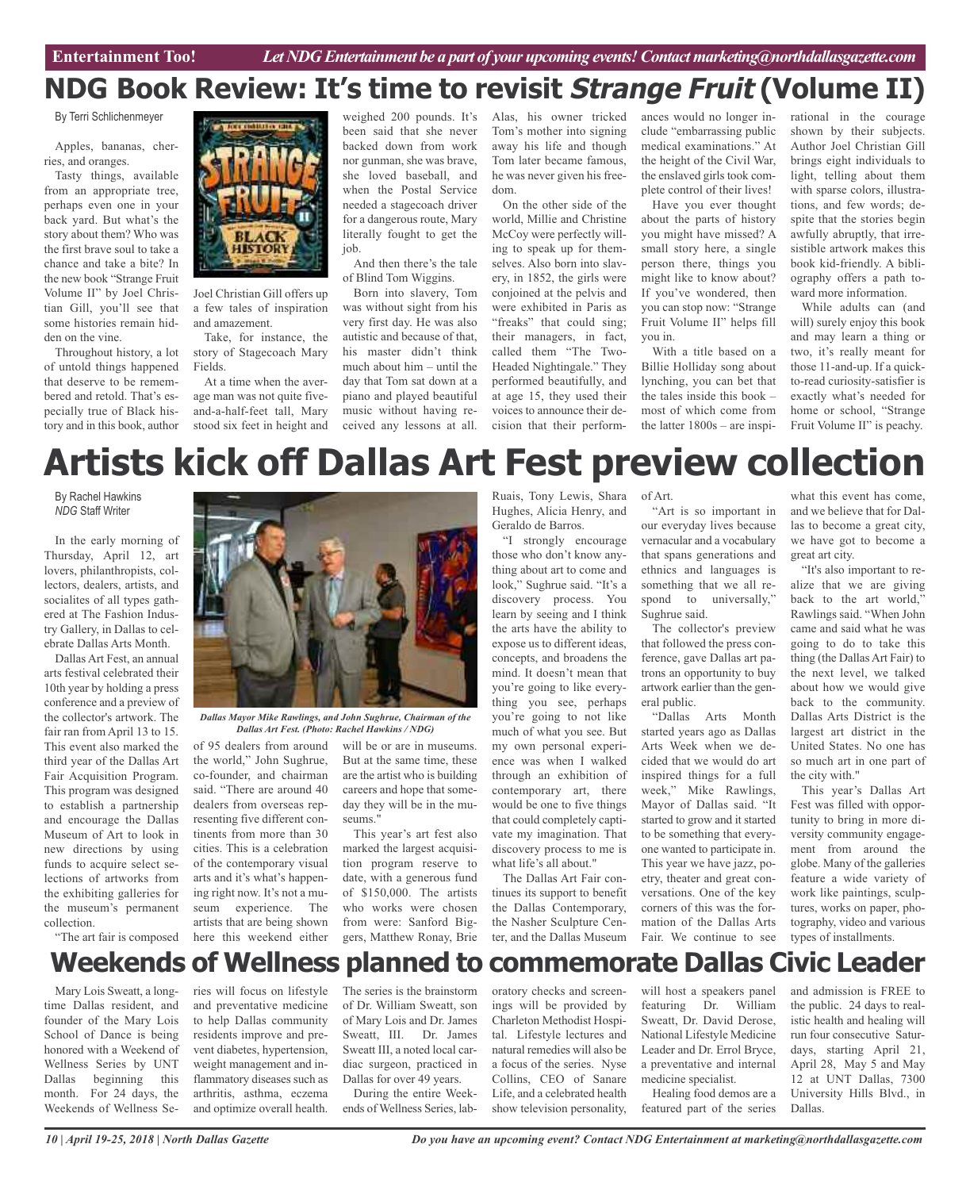# NDG Book Review: It's time to revisit *Strange Fruit* (Volume II)

By Terri Schlichenmeyer

Apples, bananas, cherries, and oranges.

Tasty things, available from an appropriate tree, perhaps even one in your back yard. But what's the story about them? Who was the first brave soul to take a chance and take a bite? In the new book "Strange Fruit Volume II" by Joel Christian Gill, you'll see that some histories remain hidden on the vine.

Throughout history, a lot of untold things happened that deserve to be remembered and retold. That's especially true of Black history and in this book, author Joel Christian Gill offers up a few tales of inspiration and amazement.

Take, for instance, the story of Stagecoach Mary Fields.

At a time when the average man was not quite five-and-a-half-feet tall, Mary stood six feet in height and weighed 200 pounds. It's been said that she never backed down from work nor gunman, she was brave, she loved baseball, and when the Postal Service needed a stagecoach driver for a dangerous route, Mary literally fought to get the job.

And then there's the tale of Blind Tom Wiggins.

Born into slavery, Tom was without sight from his very first day. He was also autistic and because of that, his master didn't think much about him – until the day that Tom sat down at a piano and played beautiful music without having received any lessons at all. Alas, his owner tricked Tom's mother into signing away his life and though Tom later became famous, he was never given his freedom.

On the other side of the world, Millie and Christine McCoy were perfectly willing to speak up for themselves. Also born into slavery, in 1852, the girls were conjoined at the pelvis and were exhibited in Paris as "freaks" that could sing; their managers, in fact, called them "The Two-Headed Nightingale." They performed beautifully, and at age 15, they used their voices to announce their decision that their performances would no longer include "embarrassing public medical examinations." At the height of the Civil War, the enslaved girls took complete control of their lives!

Have you ever thought about the parts of history you might have missed? A small story here, a single person there, things you might like to know about? If you've wondered, then you can stop now: "Strange Fruit Volume II" helps fill you in.

With a title based on a Billie Holliday song about lynching, you can bet that the tales inside this book – most of which come from the latter 1800s – are inspirational in the courage shown by their subjects. Author Joel Christian Gill brings eight individuals to light, telling about them with sparse colors, illustrations, and few words; despite that the stories begin awfully abruptly, that irresistible artwork makes this book kid-friendly. A bibliography offers a path toward more information.

While adults can (and will) surely enjoy this book and may learn a thing or two, it's really meant for those 11-and-up. If a quick-to-read curiosity-satisfier is exactly what's needed for home or school, "Strange Fruit Volume II" is peachy.

# Artists kick off Dallas Art Fest preview collection

By Rachel Hawkins
*NDG* Staff Writer

In the early morning of Thursday, April 12, art lovers, philanthropists, collectors, dealers, artists, and socialites of all types gathered at The Fashion Industry Gallery, in Dallas to celebrate Dallas Arts Month.

Dallas Art Fest, an annual arts festival celebrated their 10th year by holding a press conference and a preview of the collector's artwork. The fair ran from April 13 to 15. This event also marked the third year of the Dallas Art Fair Acquisition Program. This program was designed to establish a partnership and encourage the Dallas Museum of Art to look in new directions by using funds to acquire select selections of artworks from the exhibiting galleries for the museum's permanent collection.

*Dallas Mayor Mike Rawlings, and John Sughrue, Chairman of the Dallas Art Fest. (Photo: Rachel Hawkins / NDG)*

"The art fair is composed of 95 dealers from around the world," John Sughrue, co-founder, and chairman said. "There are around 40 dealers from overseas representing five different continents from more than 30 cities. This is a celebration of the contemporary visual arts and it's what's happening right now. It's not a museum experience. The artists that are being shown here this weekend either will be or are in museums. But at the same time, these are the artist who is building careers and hope that someday they will be in the museums."

This year's art fest also marked the largest acquisition program reserve to date, with a generous fund of $150,000. The artists who works were chosen from were: Sanford Biggers, Matthew Ronay, Brie Ruais, Tony Lewis, Shara Hughes, Alicia Henry, and Geraldo de Barros.

"I strongly encourage those who don't know anything about art to come and look," Sughrue said. "It's a discovery process. You learn by seeing and I think the arts have the ability to expose us to different ideas, concepts, and broadens the mind. It doesn't mean that you're going to like everything you see, perhaps you're going to not like much of what you see. But my own personal experience was when I walked through an exhibition of contemporary art, there would be one to five things that could completely captivate my imagination. That discovery process to me is what life's all about."

The Dallas Art Fair continues its support to benefit the Dallas Contemporary, the Nasher Sculpture Center, and the Dallas Museum of Art.

"Art is so important in our everyday lives because vernacular and a vocabulary that spans generations and ethnics and languages is something that we all respond to universally," Sughrue said.

The collector's preview that followed the press conference, gave Dallas art patrons an opportunity to buy artwork earlier than the general public.

"Dallas Arts Month started years ago as Dallas Arts Week when we decided that we would do art inspired things for a full week," Mike Rawlings, Mayor of Dallas said. "It started to grow and it started to be something that everyone wanted to participate in. This year we have jazz, poetry, theater and great conversations. One of the key corners of this was the formation of the Dallas Arts Fair. We continue to see what this event has come, and we believe that for Dallas to become a great city, we have got to become a great art city.

"It's also important to realize that we are giving back to the art world," Rawlings said. "When John came and said what he was going to do to take this thing (the Dallas Art Fair) to the next level, we talked about how we would give back to the community. Dallas Arts District is the largest art district in the United States. No one has so much art in one part of the city with."

This year's Dallas Art Fest was filled with opportunity to bring in more diversity community engagement from around the globe. Many of the galleries feature a wide variety of work like paintings, sculptures, works on paper, photography, video and various types of installments.

# Weekends of Wellness planned to commemorate Dallas Civic Leader

Mary Lois Sweatt, a longtime Dallas resident, and founder of the Mary Lois School of Dance is being honored with a Weekend of Wellness Series by UNT Dallas beginning this month. For 24 days, the Weekends of Wellness Series will focus on lifestyle and preventative medicine to help Dallas community residents improve and prevent diabetes, hypertension, weight management and inflammatory diseases such as arthritis, asthma, eczema and optimize overall health.

The series is the brainstorm of Dr. William Sweatt, son of Mary Lois and Dr. James Sweatt, III. Dr. James Sweatt III, a noted local cardiac surgeon, practiced in Dallas for over 49 years.

During the entire Weekends of Wellness Series, laboratory checks and screenings will be provided by Charleton Methodist Hospital. Lifestyle lectures and natural remedies will also be a focus of the series. Nyse Collins, CEO of Sanare Life, and a celebrated health show television personality, will host a speakers panel featuring Dr. William Sweatt, Dr. David Derose, National Lifestyle Medicine Leader and Dr. Errol Bryce, a preventative and internal medicine specialist.

Healing food demos are a featured part of the series and admission is FREE to the public. 24 days to realistic health and healing will run four consecutive Saturdays, starting April 21, April 28, May 5 and May 12 at UNT Dallas, 7300 University Hills Blvd., in Dallas.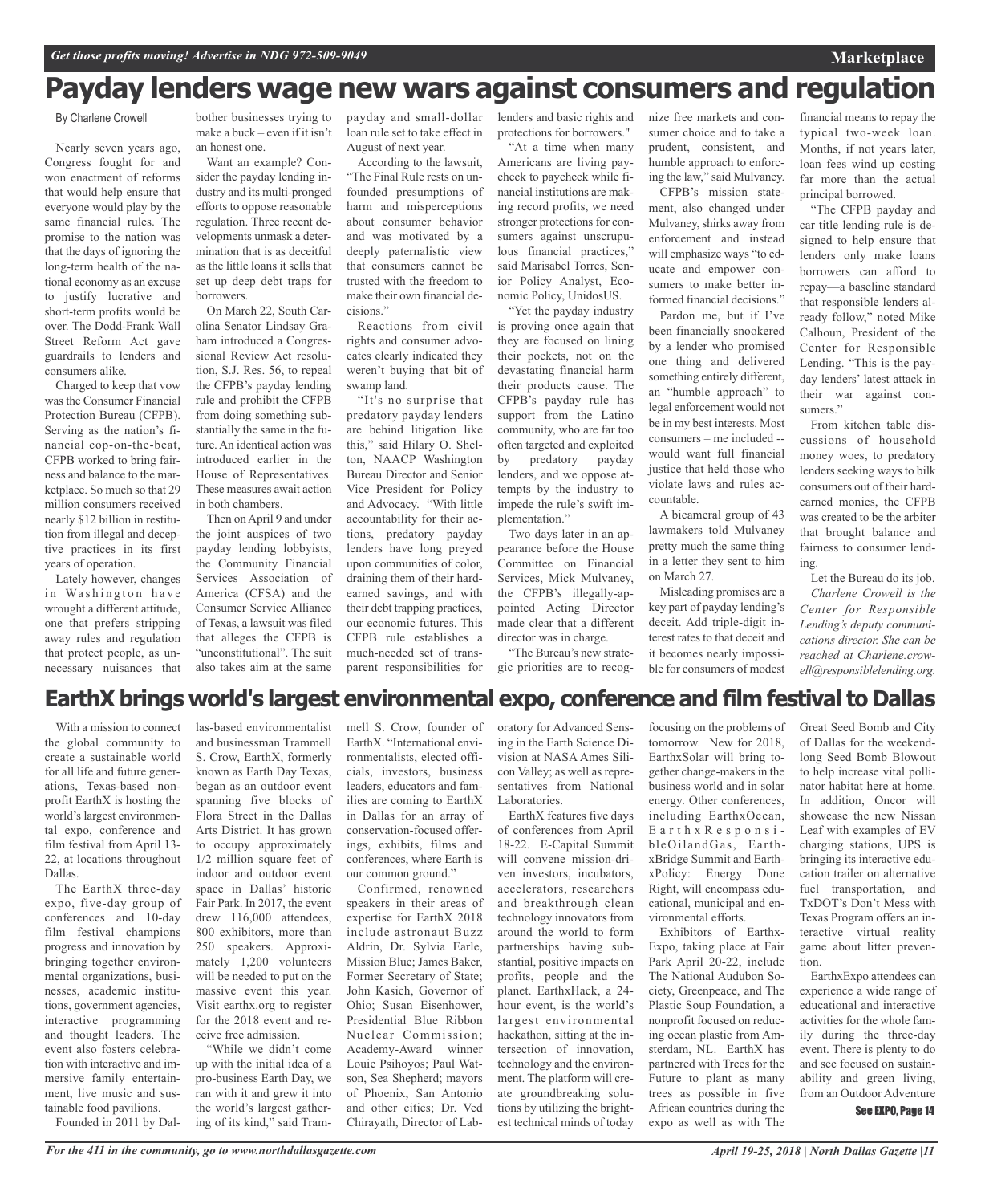# Payday lenders wage new wars against consumers and regulation

By Charlene Crowell

Nearly seven years ago, Congress fought for and won enactment of reforms that would help ensure that everyone would play by the same financial rules. The promise to the nation was that the days of ignoring the long-term health of the national economy as an excuse to justify lucrative and short-term profits would be over. The Dodd-Frank Wall Street Reform Act gave guardrails to lenders and consumers alike.

Charged to keep that vow was the Consumer Financial Protection Bureau (CFPB). Serving as the nation's financial cop-on-the-beat, CFPB worked to bring fairness and balance to the marketplace. So much so that 29 million consumers received nearly $12 billion in restitution from illegal and deceptive practices in its first years of operation.

Lately however, changes in Washington have wrought a different attitude, one that prefers stripping away rules and regulation that protect people, as unnecessary nuisances that bother businesses trying to make a buck – even if it isn't an honest one.

Want an example? Consider the payday lending industry and its multi-pronged efforts to oppose reasonable regulation. Three recent developments unmask a determination that is as deceitful as the little loans it sells that set up deep debt traps for borrowers.

On March 22, South Carolina Senator Lindsay Graham introduced a Congressional Review Act resolution, S.J. Res. 56, to repeal the CFPB's payday lending rule and prohibit the CFPB from doing something substantially the same in the future. An identical action was introduced earlier in the House of Representatives. These measures await action in both chambers.

Then on April 9 and under the joint auspices of two payday lending lobbyists, the Community Financial Services Association of America (CFSA) and the Consumer Service Alliance of Texas, a lawsuit was filed that alleges the CFPB is "unconstitutional". The suit also takes aim at the same payday and small-dollar loan rule set to take effect in August of next year.

According to the lawsuit, "The Final Rule rests on unfounded presumptions of harm and misperceptions about consumer behavior and was motivated by a deeply paternalistic view that consumers cannot be trusted with the freedom to make their own financial decisions."

Reactions from civil rights and consumer advocates clearly indicated they weren't buying that bit of swamp land.

"It's no surprise that predatory payday lenders are behind litigation like this," said Hilary O. Shelton, NAACP Washington Bureau Director and Senior Vice President for Policy and Advocacy. "With little accountability for their actions, predatory payday lenders have long preyed upon communities of color, draining them of their hard-earned savings, and with their debt trapping practices, our economic futures. This CFPB rule establishes a much-needed set of transparent responsibilities for lenders and basic rights and protections for borrowers."

"At a time when many Americans are living paycheck to paycheck while financial institutions are making record profits, we need stronger protections for consumers against unscrupulous financial practices," said Marisabel Torres, Senior Policy Analyst, Economic Policy, UnidosUS.

"Yet the payday industry is proving once again that they are focused on lining their pockets, not on the devastating financial harm their products cause. The CFPB's payday rule has support from the Latino community, who are far too often targeted and exploited by predatory payday lenders, and we oppose attempts by the industry to impede the rule's swift implementation."

Two days later in an appearance before the House Committee on Financial Services, Mick Mulvaney, the CFPB's illegally-appointed Acting Director made clear that a different director was in charge.

"The Bureau's new strategic priorities are to recognize free markets and consumer choice and to take a prudent, consistent, and humble approach to enforcing the law," said Mulvaney.

CFPB's mission statement, also changed under Mulvaney, shirks away from enforcement and instead will emphasize ways "to educate and empower consumers to make better informed financial decisions."

Pardon me, but if I've been financially snookered by a lender who promised one thing and delivered something entirely different, an "humble approach" to legal enforcement would not be in my best interests. Most consumers – me included -- would want full financial justice that held those who violate laws and rules accountable.

A bicameral group of 43 lawmakers told Mulvaney pretty much the same thing in a letter they sent to him on March 27.

Misleading promises are a key part of payday lending's deceit. Add triple-digit interest rates to that deceit and it becomes nearly impossible for consumers of modest financial means to repay the typical two-week loan. Months, if not years later, loan fees wind up costing far more than the actual principal borrowed.

"The CFPB payday and car title lending rule is designed to help ensure that lenders only make loans borrowers can afford to repay—a baseline standard that responsible lenders already follow," noted Mike Calhoun, President of the Center for Responsible Lending. "This is the payday lenders' latest attack in their war against consumers."

From kitchen table discussions of household money woes, to predatory lenders seeking ways to bilk consumers out of their hard-earned monies, the CFPB was created to be the arbiter that brought balance and fairness to consumer lending.

Let the Bureau do its job.

*Charlene Crowell is the Center for Responsible Lending's deputy communications director. She can be reached at Charlene.crowell@responsiblelending.org.*

# EarthX brings world's largest environmental expo, conference and film festival to Dallas

With a mission to connect the global community to create a sustainable world for all life and future generations, Texas-based nonprofit EarthX is hosting the world's largest environmental expo, conference and film festival from April 13-22, at locations throughout Dallas.

The EarthX three-day expo, five-day group of conferences and 10-day film festival champions progress and innovation by bringing together environmental organizations, businesses, academic institutions, government agencies, interactive programming and thought leaders. The event also fosters celebration with interactive and immersive family entertainment, live music and sustainable food pavilions.

Founded in 2011 by Dallas-based environmentalist and businessman Trammell S. Crow, EarthX, formerly known as Earth Day Texas, began as an outdoor event spanning five blocks of Flora Street in the Dallas Arts District. It has grown to occupy approximately 1/2 million square feet of indoor and outdoor event space in Dallas' historic Fair Park. In 2017, the event drew 116,000 attendees, 800 exhibitors, more than 250 speakers. Approximately 1,200 volunteers will be needed to put on the massive event this year. Visit earthx.org to register for the 2018 event and receive free admission.

"While we didn't come up with the initial idea of a pro-business Earth Day, we ran with it and grew it into the world's largest gathering of its kind," said Trammell S. Crow, founder of EarthX. "International environmentalists, elected officials, investors, business leaders, educators and families are coming to EarthX in Dallas for an array of conservation-focused offerings, exhibits, films and conferences, where Earth is our common ground."

Confirmed, renowned speakers in their areas of expertise for EarthX 2018 include astronaut Buzz Aldrin, Dr. Sylvia Earle, Mission Blue; James Baker, Former Secretary of State; John Kasich, Governor of Ohio; Susan Eisenhower, Presidential Blue Ribbon Nuclear Commission; Academy-Award winner Louie Psihoyos; Paul Watson, Sea Shepherd; mayors of Phoenix, San Antonio and other cities; Dr. Ved Chirayath, Director of Laboratory for Advanced Sensing in the Earth Science Division at NASA Ames Silicon Valley; as well as representatives from National Laboratories.

EarthX features five days of conferences from April 18-22. E-Capital Summit will convene mission-driven investors, incubators, accelerators, researchers and breakthrough clean technology innovators from around the world to form partnerships having substantial, positive impacts on profits, people and the planet. EarthxHack, a 24-hour event, is the world's largest environmental hackathon, sitting at the intersection of innovation, technology and the environment. The platform will create groundbreaking solutions by utilizing the brightest technical minds of today focusing on the problems of tomorrow. New for 2018, EarthxSolar will bring together change-makers in the business world and in solar energy. Other conferences, including EarthxOcean, EarthxResponsibleOilandGas, EarthxBridge Summit and EarthxPolicy: Energy Done Right, will encompass educational, municipal and environmental efforts.

Exhibitors of EarthxExpo, taking place at Fair Park April 20-22, include The National Audubon Society, Greenpeace, and The Plastic Soup Foundation, a nonprofit focused on reducing ocean plastic from Amsterdam, NL. EarthX has partnered with Trees for the Future to plant as many trees as possible in five African countries during the expo as well as with The Great Seed Bomb and City of Dallas for the weekend-long Seed Bomb Blowout to help increase vital pollinator habitat here at home. In addition, Oncor will showcase the new Nissan Leaf with examples of EV charging stations, UPS is bringing its interactive education trailer on alternative fuel transportation, and TxDOT's Don't Mess with Texas Program offers an interactive virtual reality game about litter prevention.

EarthxExpo attendees can experience a wide range of educational and interactive activities for the whole family during the three-day event. There is plenty to do and see focused on sustainability and green living, from an Outdoor Adventure

**See EXPO, Page 14**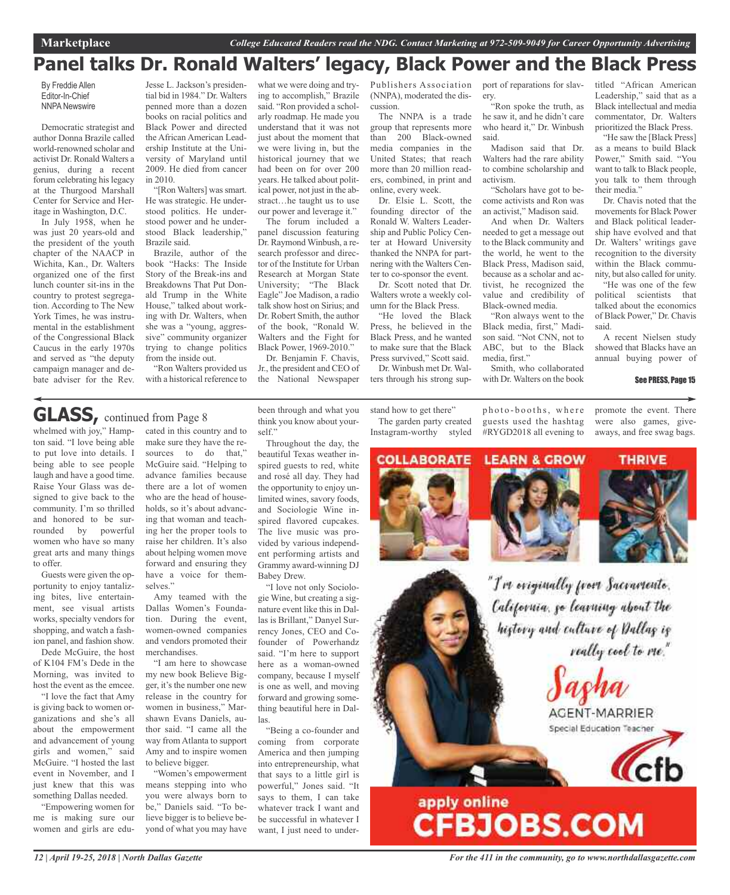# Panel talks Dr. Ronald Walters' legacy, Black Power and the Black Press

By Freddie Allen
Editor-In-Chief
NNPA Newswire

Democratic strategist and author Donna Brazile called world-renowned scholar and activist Dr. Ronald Walters a genius, during a recent forum celebrating his legacy at the Thurgood Marshall Center for Service and Heritage in Washington, D.C.

In July 1958, when he was just 20 years-old and the president of the youth chapter of the NAACP in Wichita, Kan., Dr. Walters organized one of the first lunch counter sit-ins in the country to protest segregation. According to The New York Times, he was instrumental in the establishment of the Congressional Black Caucus in the early 1970s and served as "the deputy campaign manager and debate adviser for the Rev. Jesse L. Jackson's presidential bid in 1984." Dr. Walters penned more than a dozen books on racial politics and Black Power and directed the African American Leadership Institute at the University of Maryland until 2009. He died from cancer in 2010.

"[Ron Walters] was smart. He was strategic. He understood politics. He understood power and he understood Black leadership," Brazile said.

Brazile, author of the book "Hacks: The Inside Story of the Break-ins and Breakdowns That Put Donald Trump in the White House," talked about working with Dr. Walters, when she was a "young, aggressive" community organizer trying to change politics from the inside out.

"Ron Walters provided us with a historical reference to what we were doing and trying to accomplish," Brazile said. "Ron provided a scholarly roadmap. He made you understand that it was not just about the moment that we were living in, but the historical journey that we had been on for over 200 years. He talked about political power, not just in the abstract…he taught us to use our power and leverage it."

The forum included a panel discussion featuring Dr. Raymond Winbush, a research professor and director of the Institute for Urban Research at Morgan State University; "The Black Eagle" Joe Madison, a radio talk show host on Sirius; and Dr. Robert Smith, the author of the book, "Ronald W. Walters and the Fight for Black Power, 1969-2010."

Dr. Benjamin F. Chavis, Jr., the president and CEO of the National Newspaper Publishers Association (NNPA), moderated the discussion.

The NNPA is a trade group that represents more than 200 Black-owned media companies in the United States; that reach more than 20 million readers, combined, in print and online, every week.

Dr. Elsie L. Scott, the founding director of the Ronald W. Walters Leadership and Public Policy Center at Howard University thanked the NNPA for partnering with the Walters Center to co-sponsor the event.

Dr. Scott noted that Dr. Walters wrote a weekly column for the Black Press.

"He loved the Black Press, he believed in the Black Press, and he wanted to make sure that the Black Press survived," Scott said.

Dr. Winbush met Dr. Walters through his strong support of reparations for slavery.

"Ron spoke the truth, as he saw it, and he didn't care who heard it," Dr. Winbush said.

Madison said that Dr. Walters had the rare ability to combine scholarship and activism.

"Scholars have got to become activists and Ron was an activist," Madison said.

And when Dr. Walters needed to get a message out to the Black community and the world, he went to the Black Press, Madison said, because as a scholar and activist, he recognized the value and credibility of Black-owned media.

"Ron always went to the Black media, first," Madison said. "Not CNN, not to ABC, but to the Black media, first."

Smith, who collaborated with Dr. Walters on the book titled "African American Leadership," said that as a Black intellectual and media commentator, Dr. Walters prioritized the Black Press.

"He saw the [Black Press] as a means to build Black Power," Smith said. "You want to talk to Black people, you talk to them through their media."

Dr. Chavis noted that the movements for Black Power and Black political leadership have evolved and that Dr. Walters' writings gave recognition to the diversity within the Black community, but also called for unity.

"He was one of the few political scientists that talked about the economics of Black Power," Dr. Chavis said.

A recent Nielsen study showed that Blacks have an annual buying power of

See PRESS, Page 15

## GLASS, continued from Page 8

whelmed with joy," Hampton said. "I love being able to put love into details. I love being able to see people laugh and have a good time. Raise Your Glass was designed to give back to the community. I'm so thrilled and honored to be surrounded by powerful women who have so many great arts and many things to offer.

Guests were given the opportunity to enjoy tantalizing bites, live entertainment, see visual artists works, specialty vendors for shopping, and watch a fashion panel, and fashion show.

Dede McGuire, the host of K104 FM's Dede in the Morning, was invited to host the event as the emcee.

"I love the fact that Amy is giving back to women organizations and she's all about the empowerment and advancement of young girls and women," said McGuire. "I hosted the last event in November, and I just knew that this was something Dallas needed.

"Empowering women for me is making sure our women and girls are educated in this country and to make sure they have the resources to do that," McGuire said. "Helping to advance families because there are a lot of women who are the head of households, so it's about advancing that woman and teaching her the proper tools to raise her children. It's also about helping women move forward and ensuring they have a voice for themselves."

Amy teamed with the Dallas Women's Foundation. During the event, women-owned companies and vendors promoted their merchandises.

"I am here to showcase my new book Believe Bigger, it's the number one new release in the country for women in business," Marshawn Evans Daniels, author said. "I came all the way from Atlanta to support Amy and to inspire women to believe bigger.

"Women's empowerment means stepping into who you were always born to be," Daniels said. "To believe bigger is to believe beyond of what you may have been through and what you think you know about yourself."

Throughout the day, the beautiful Texas weather inspired guests to red, white and rosé all day. They had the opportunity to enjoy unlimited wines, savory foods, and Sociologie Wine inspired flavored cupcakes. The live music was provided by various independent performing artists and Grammy award-winning DJ Babey Drew.

"I love not only Sociologie Wine, but creating a signature event like this in Dallas is Brillant," Danyel Surrency Jones, CEO and Cofounder of Powerhandz said. "I'm here to support here as a woman-owned company, because I myself is one as well, and moving forward and growing something beautiful here in Dallas.

"Being a co-founder and coming from corporate America and then jumping into entrepreneurship, what that says to a little girl is powerful," Jones said. "It says to them, I can take whatever track I want and be successful in whatever I want, I just need to understand how to get there"

The garden party created Instagram-worthy styled photo-booths, where guests used the hashtag #RYGD2018 all evening to promote the event. There were also games, giveaways, and free swag bags.

COLLABORATE LEARN & GROW THRIVE

"I'm originally from Sacramento, California, so learning about the history and culture of Dallas is really cool to me."

Sasha
AGENT-MARRIER
Special Education Teacher

cfb

apply online
CFBJOBS.COM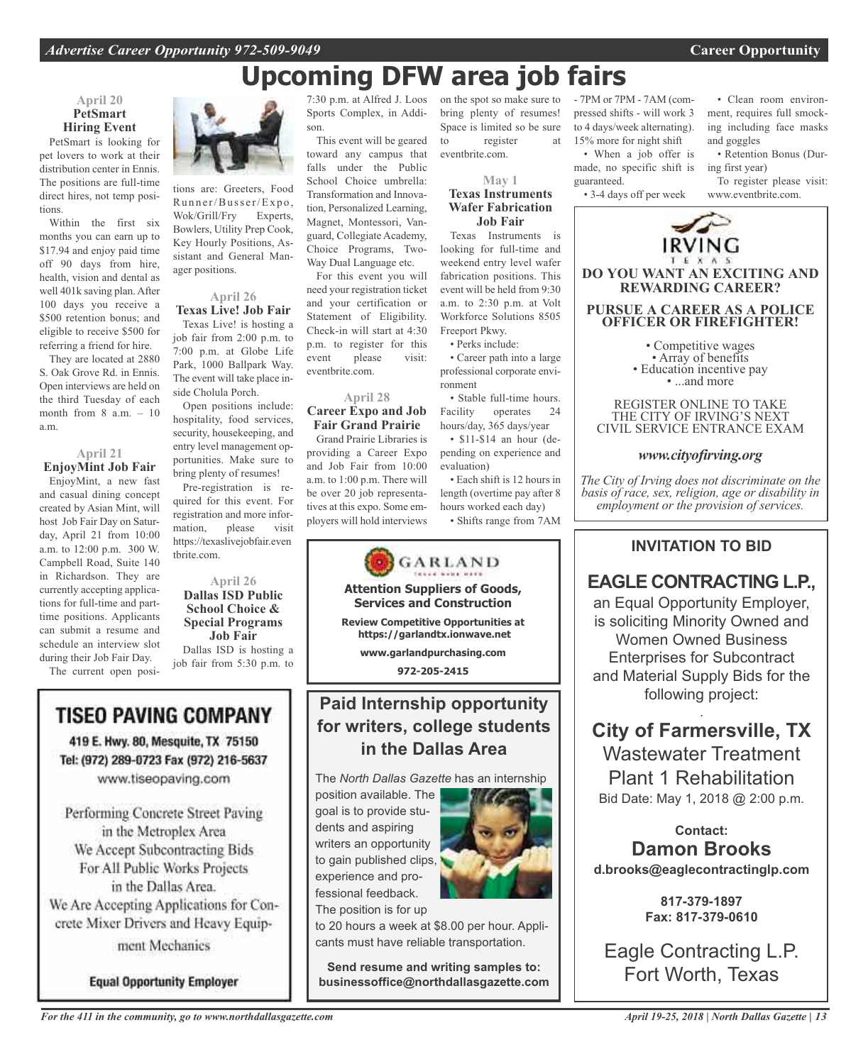# Upcoming DFW area job fairs

### April 20
### PetSmart Hiring Event

PetSmart is looking for pet lovers to work at their distribution center in Ennis. The positions are full-time direct hires, not temp positions.

Within the first six months you can earn up to $17.94 and enjoy paid time off 90 days from hire, health, vision and dental as well 401k saving plan. After 100 days you receive a $500 retention bonus; and eligible to receive $500 for referring a friend for hire.

They are located at 2880 S. Oak Grove Rd. in Ennis. Open interviews are held on the third Tuesday of each month from 8 a.m. – 10 a.m.

### April 21
### EnjoyMint Job Fair

EnjoyMint, a new fast and casual dining concept created by Asian Mint, will host Job Fair Day on Saturday, April 21 from 10:00 a.m. to 12:00 p.m. 300 W. Campbell Road, Suite 140 in Richardson. They are currently accepting applications for full-time and part-time positions. Applicants can submit a resume and schedule an interview slot during their Job Fair Day.

The current open positions are: Greeters, Food Runner/Busser/Expo, Wok/Grill/Fry Experts, Bowlers, Utility Prep Cook, Key Hourly Positions, Assistant and General Manager positions.

### April 26
### Texas Live! Job Fair

Texas Live! is hosting a job fair from 2:00 p.m. to 7:00 p.m. at Globe Life Park, 1000 Ballpark Way. The event will take place inside Cholula Porch.

Open positions include: hospitality, food services, security, housekeeping, and entry level management opportunities. Make sure to bring plenty of resumes!

Pre-registration is required for this event. For registration and more information, please visit https://texaslivejobfair.eventbrite.com.

### April 26
### Dallas ISD Public School Choice & Special Programs Job Fair

Dallas ISD is hosting a job fair from 5:30 p.m. to 7:30 p.m. at Alfred J. Loos Sports Complex, in Addison.

This event will be geared toward any campus that falls under the Public School Choice umbrella: Transformation and Innovation, Personalized Learning, Magnet, Montessori, Vanguard, Collegiate Academy, Choice Programs, Two-Way Dual Language etc.

For this event you will need your registration ticket and your certification or Statement of Eligibility. Check-in will start at 4:30 p.m. to register for this event please visit: eventbrite.com.

### April 28
### Career Expo and Job Fair Grand Prairie

Grand Prairie Libraries is providing a Career Expo and Job Fair from 10:00 a.m. to 1:00 p.m. There will be over 20 job representatives at this expo. Some employers will hold interviews on the spot so make sure to bring plenty of resumes! Space is limited so be sure to register at eventbrite.com.

### May 1
### Texas Instruments Wafer Fabrication Job Fair

Texas Instruments is looking for full-time and weekend entry level wafer fabrication positions. This event will be held from 9:30 a.m. to 2:30 p.m. at Volt Workforce Solutions 8505 Freeport Pkwy.

- Perks include:
- Career path into a large professional corporate environment
- Stable full-time hours. Facility operates 24 hours/day, 365 days/year
- $11-$14 an hour (depending on experience and evaluation)
- Each shift is 12 hours in length (overtime pay after 8 hours worked each day)
- Shifts range from 7AM - 7PM or 7PM - 7AM (compressed shifts - will work 3 to 4 days/week alternating). 15% more for night shift
- When a job offer is made, no specific shift is guaranteed.
- 3-4 days off per week
- Clean room environment, requires full smocking including face masks and goggles
- Retention Bonus (During first year)

To register please visit: www.eventbrite.com.

---

**IRVING TEXAS**

**DO YOU WANT AN EXCITING AND REWARDING CAREER?**

**PURSUE A CAREER AS A POLICE OFFICER OR FIREFIGHTER!**

- Competitive wages
- Array of benefits
- Education incentive pay
- ...and more

REGISTER ONLINE TO TAKE THE CITY OF IRVING'S NEXT CIVIL SERVICE ENTRANCE EXAM

***www.cityofirving.org***

*The City of Irving does not discriminate on the basis of race, sex, religion, age or disability in employment or the provision of services.*

---

## TISEO PAVING COMPANY

**419 E. Hwy. 80, Mesquite, TX 75150**
**Tel: (972) 289-0723 Fax (972) 216-5637**
www.tiseopaving.com

Performing Concrete Street Paving in the Metroplex Area
We Accept Subcontracting Bids For All Public Works Projects in the Dallas Area.
We Are Accepting Applications for Concrete Mixer Drivers and Heavy Equipment Mechanics

**Equal Opportunity Employer**

---

**GARLAND**

**Attention Suppliers of Goods, Services and Construction**

**Review Competitive Opportunities at https://garlandtx.ionwave.net**

**www.garlandpurchasing.com**

**972-205-2415**

---

## Paid Internship opportunity for writers, college students in the Dallas Area

The *North Dallas Gazette* has an internship position available. The goal is to provide students and aspiring writers an opportunity to gain published clips, experience and professional feedback. The position is for up to 20 hours a week at $8.00 per hour. Applicants must have reliable transportation.

**Send resume and writing samples to: businessoffice@northdallasgazette.com**

---

### INVITATION TO BID

## EAGLE CONTRACTING L.P.,

an Equal Opportunity Employer, is soliciting Minority Owned and Women Owned Business Enterprises for Subcontract and Material Supply Bids for the following project:

**City of Farmersville, TX**
Wastewater Treatment Plant 1 Rehabilitation
Bid Date: May 1, 2018 @ 2:00 p.m.

**Contact:**
**Damon Brooks**
**d.brooks@eaglecontractinglp.com**

**817-379-1897**
**Fax: 817-379-0610**

Eagle Contracting L.P.
Fort Worth, Texas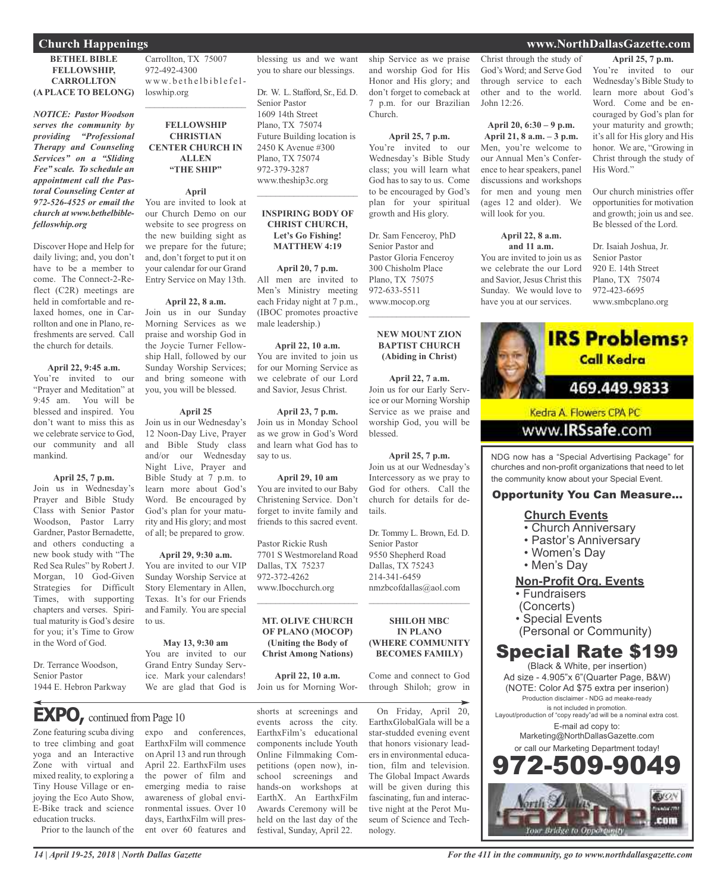## Church Happenings

**BETHEL BIBLE FELLOWSHIP, CARROLLTON (A PLACE TO BELONG)**

***NOTICE: Pastor Woodson serves the community by providing "Professional Therapy and Counseling Services" on a "Sliding Fee" scale. To schedule an appointment call the Pastoral Counseling Center at 972-526-4525 or email the church at www.bethelbiblefelloswhip.org***

Discover Hope and Help for daily living; and, you don't have to be a member to come. The Connect-2-Reflect (C2R) meetings are held in comfortable and relaxed homes, one in Carrollton and one in Plano, refreshments are served. Call the church for details.

**April 22, 9:45 a.m.**
You're invited to our "Prayer and Meditation" at 9:45 am. You will be blessed and inspired. You don't want to miss this as we celebrate service to God, our community and all mankind.

**April 25, 7 p.m.**
Join us in Wednesday's Prayer and Bible Study Class with Senior Pastor Woodson, Pastor Larry Gardner, Pastor Bernadette, and others conducting a new book study with "The Red Sea Rules" by Robert J. Morgan, 10 God-Given Strategies for Difficult Times, with supporting chapters and verses. Spiritual maturity is God's desire for you; it's Time to Grow in the Word of God.

Dr. Terrance Woodson,
Senior Pastor
1944 E. Hebron Parkway
Carrollton, TX 75007
972-492-4300
www.bethelbiblefelloswhip.org

---

**FELLOWSHIP CHRISTIAN CENTER CHURCH IN ALLEN "THE SHIP"**

**April**
You are invited to look at our Church Demo on our website to see progress on the new building sight as we prepare for the future; and, don't forget to put it on your calendar for our Grand Entry Service on May 13th.

**April 22, 8 a.m.**
Join us in our Sunday Morning Services as we praise and worship God in the Joycie Turner Fellowship Hall, followed by our Sunday Worship Services; and bring someone with you, you will be blessed.

**April 25**
Join us in our Wednesday's 12 Noon-Day Live, Prayer and Bible Study class and/or our Wednesday Night Live, Prayer and Bible Study at 7 p.m. to learn more about God's Word. Be encouraged by God's plan for your maturity and His glory; and most of all; be prepared to grow.

**April 29, 9:30 a.m.**
You are invited to our VIP Sunday Worship Service at Story Elementary in Allen, Texas. It's for our Friends and Family. You are special to us.

**May 13, 9:30 am**
You are invited to our Grand Entry Sunday Service. Mark your calendars! We are glad that God is blessing us and we want you to share our blessings.

Dr. W. L. Stafford, Sr., Ed. D.
Senior Pastor
1609 14th Street
Plano, TX 75074
Future Building location is
2450 K Avenue #300
Plano, TX 75074
972-379-3287
www.theship3c.org

---

**INSPIRING BODY OF CHRIST CHURCH, Let's Go Fishing! MATTHEW 4:19**

**April 20, 7 p.m.**
All men are invited to Men's Ministry meeting each Friday night at 7 p.m., (IBOC promotes proactive male leadership.)

**April 22, 10 a.m.**
You are invited to join us for our Morning Service as we celebrate of our Lord and Savior, Jesus Christ.

**April 23, 7 p.m.**
Join us in Monday School as we grow in God's Word and learn what God has to say to us.

**April 29, 10 am**
You are invited to our Baby Christening Service. Don't forget to invite family and friends to this sacred event.

Pastor Rickie Rush
7701 S Westmoreland Road
Dallas, TX 75237
972-372-4262
www.Ibocchurch.org

---

**MT. OLIVE CHURCH OF PLANO (MOCOP) (Uniting the Body of Christ Among Nations)**

**April 22, 10 a.m.**
Join us for Morning Worship Service as we praise and worship God for His Honor and His glory; and don't forget to comeback at 7 p.m. for our Brazilian Church.

**April 25, 7 p.m.**
You're invited to our Wednesday's Bible Study class; you will learn what God has to say to us. Come to be encouraged by God's plan for your spiritual growth and His glory.

Dr. Sam Fenceroy, PhD
Senior Pastor and
Pastor Gloria Fenceroy
300 Chisholm Place
Plano, TX 75075
972-633-5511
www.mocop.org

---

**NEW MOUNT ZION BAPTIST CHURCH (Abiding in Christ)**

**April 22, 7 a.m.**
Join us for our Early Service or our Morning Worship Service as we praise and worship God, you will be blessed.

**April 25, 7 p.m.**
Join us at our Wednesday's Intercessory as we pray to God for others. Call the church for details for details.

Dr. Tommy L. Brown, Ed. D.
Senior Pastor
9550 Shepherd Road
Dallas, TX 75243
214-341-6459
nmzbcofdallas@aol.com

---

**SHILOH MBC IN PLANO (WHERE COMMUNITY BECOMES FAMILY)**

Come and connect to God through Shiloh; grow in Christ through the study of God's Word; and Serve God through service to each other and to the world. John 12:26.

**April 20, 6:30 – 9 p.m.**
**April 21, 8 a.m. – 3 p.m.**
Men, you're welcome to our Annual Men's Conference to hear speakers, panel discussions and workshops for men and young men (ages 12 and older). We will look for you.

**April 22, 8 a.m. and 11 a.m.**
You are invited to join us as we celebrate the our Lord and Savior, Jesus Christ this Sunday. We would love to have you at our services.

**April 25, 7 p.m.**
You're invited to our Wednesday's Bible Study to learn more about God's Word. Come and be encouraged by God's plan for your maturity and growth; it's all for His glory and His honor. We are, "Growing in Christ through the study of His Word."

Our church ministries offer opportunities for motivation and growth; join us and see. Be blessed of the Lord.

Dr. Isaiah Joshua, Jr.
Senior Pastor
920 E. 14th Street
Plano, TX 75074
972-423-6695
www.smbcplano.org

---

**IRS Problems? Call Kedra**
469.449.9833
Kedra A. Flowers CPA PC
www.IRSsafe.com

---

NDG now has a "Special Advertising Package" for churches and non-profit organizations that need to let the community know about your Special Event.

**Opportunity You Can Measure...**

**Church Events**
- Church Anniversary
- Pastor's Anniversary
- Women's Day
- Men's Day

**Non-Profit Org. Events**
- Fundraisers (Concerts)
- Special Events (Personal or Community)

**Special Rate $199**
(Black & White, per insertion)
Ad size - 4.905"x 6"(Quarter Page, B&W)
(NOTE: Color Ad $75 extra per inserion)
Production disclaimer - NDG ad meake-ready is not included in promotion.
Layout/production of "copy ready"ad will be a nominal extra cost.
E-mail ad copy to:
Marketing@NorthDallasGazette.com
or call our Marketing Department today!
**972-509-9049**

---

## EXPO, continued from Page 10

Zone featuring scuba diving to tree climbing and goat yoga and an Interactive Zone with virtual and mixed reality, to exploring a Tiny House Village or enjoying the Eco Auto Show, E-Bike track and science education trucks.

Prior to the launch of the expo and conferences, EarthxFilm will commence on April 13 and run through April 22. EarthxFilm uses the power of film and emerging media to raise awareness of global environmental issues. Over 10 days, EarthxFilm will present over 60 features and shorts at screenings and events across the city. EarthxFilm's educational components include Youth Online Filmmaking Competitions (open now), in-school screenings and hands-on workshops at EarthX. An EarthxFilm Awards Ceremony will be held on the last day of the festival, Sunday, April 22.

On Friday, April 20, EarthxGlobalGala will be a star-studded evening event that honors visionary leaders in environmental education, film and television. The Global Impact Awards will be given during this fascinating, fun and interactive night at the Perot Museum of Science and Technology.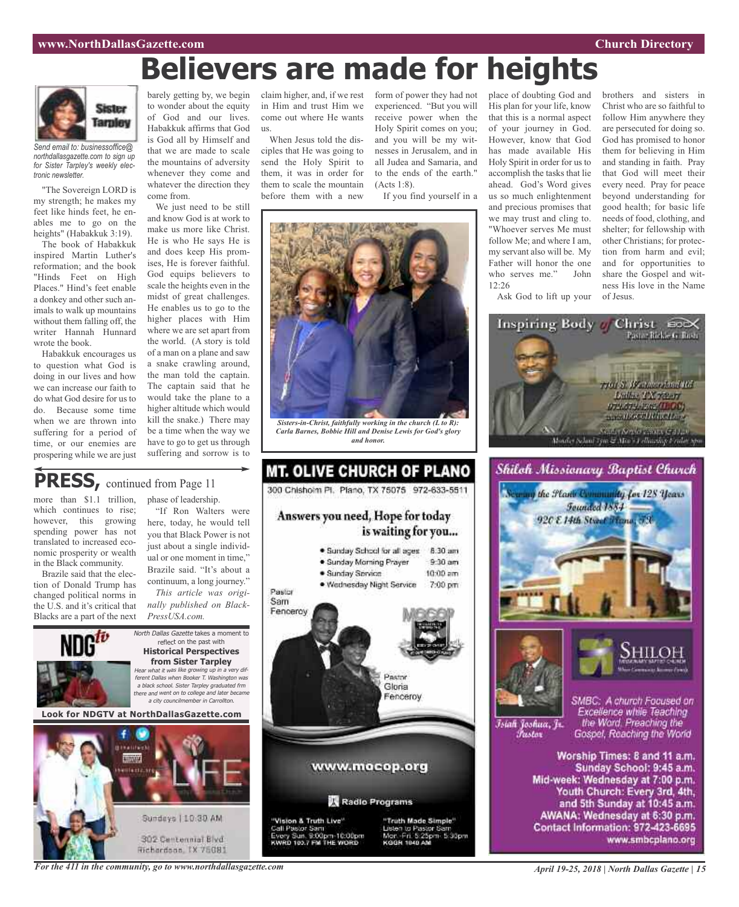# Believers are made for heights

Sister Tarpley

*Send email to: businessoffice@northdallasgazette.com to sign up for Sister Tarpley's weekly electronic newsletter.*

"The Sovereign LORD is my strength; he makes my feet like hinds feet, he enables me to go on the heights" (Habakkuk 3:19).

The book of Habakkuk inspired Martin Luther's reformation; and the book "Hinds Feet on High Places." Hind's feet enable a donkey and other such animals to walk up mountains without them falling off, the writer Hannah Hunnard wrote the book.

Habakkuk encourages us to question what God is doing in our lives and how we can increase our faith to do what God desire for us to do. Because some time when we are thrown into suffering for a period of time, or our enemies are prospering while we are just barely getting by, we begin to wonder about the equity of God and our lives. Habakkuk affirms that God is God all by Himself and that we are made to scale the mountains of adversity whenever they come and whatever the direction they come from.

We just need to be still and know God is at work to make us more like Christ. He is who He says He is and does keep His promises, He is forever faithful. God equips believers to scale the heights even in the midst of great challenges. He enables us to go to the higher places with Him where we are set apart from the world. (A story is told of a man on a plane and saw a snake crawling around, the man told the captain. The captain said that he would take the plane to a higher altitude which would kill the snake.) There may be a time when the way we have to go to get us through suffering and sorrow is to claim higher, and, if we rest in Him and trust Him we come out where He wants us.

When Jesus told the disciples that He was going to send the Holy Spirit to them, it was in order for them to scale the mountain before them with a new form of power they had not experienced. "But you will receive power when the Holy Spirit comes on you; and you will be my witnesses in Jerusalem, and in all Judea and Samaria, and to the ends of the earth." (Acts 1:8).

If you find yourself in a place of doubting God and His plan for your life, know that this is a normal aspect of your journey in God. However, know that God has made available His Holy Spirit in order for us to accomplish the tasks that lie ahead. God's Word gives us so much enlightenment and precious promises that we may trust and cling to. "Whoever serves Me must follow Me; and where I am, my servant also will be. My Father will honor the one who serves me." John 12:26

Ask God to lift up your brothers and sisters in Christ who are so faithful to follow Him anywhere they are persecuted for doing so. God has promised to honor them for believing in Him and standing in faith. Pray that God will meet their every need. Pray for peace beyond understanding for good health; for basic life needs of food, clothing, and shelter; for fellowship with other Christians; for protection from harm and evil; and for opportunities to share the Gospel and witness His love in the Name of Jesus.

*Sisters-in-Christ, faithfully working in the church (L to R): Carla Barnes, Bobbie Hill and Denise Lewis for God's glory and honor.*

## PRESS, continued from Page 11

more than $1.1 trillion, which continues to rise; however, this growing spending power has not translated to increased economic prosperity or wealth in the Black community.

Brazile said that the election of Donald Trump has changed political norms in the U.S. and it's critical that Blacks are a part of the next phase of leadership.

"If Ron Walters were here, today, he would tell you that Black Power is not just about a single individual or one moment in time," Brazile said. "It's about a continuum, a long journey."

*This article was originally published on BlackPressUSA.com.*

---

NDG tv

*North Dallas Gazette* takes a moment to reflect on the past with

**Historical Perspectives from Sister Tarpley**

*Hear what it was like growing up in a very different Dallas when Booker T. Washington was a black school. Sister Tarpley graduated frm there and went on to college and later became a city councilmember in Carrollton.*

**Look for NDGTV at NorthDallasGazette.com**

---

LIFE

Sundays | 10:30 AM

302 Centennial Blvd
Richardson, TX 75081

---

## MT. OLIVE CHURCH OF PLANO

300 Chisholm Pl. Plano, TX 75075 972-633-5511

**Answers you need, Hope for today is waiting for you...**

- Sunday School for all ages 8:30 am
- Sunday Morning Prayer 9:30 am
- Sunday Service 10:00 am
- Wednesday Night Service 7:00 pm

Pastor Sam Fenceroy

Pastor Gloria Fenceroy

MOCOP

www.mocop.org

Radio Programs

"Vision & Truth Live"
Call Pastor Sam
Every Sun. 9:00pm-10:00pm
KWRD 100.7 FM THE WORD

"Truth Made Simple"
Listen to Pastor Sam
Mon.-Fri. 5:25pm- 5:30pm
KGGR 1040 AM

---

## Inspiring Body of Christ

Pastor Rickie G. Rush

7701 S. Westmoreland Rd
Dallas, TX 75237
972.372.4262 (IBOC)
www.IBOCCHURCH.org

Sunday Service: 8:00am & 11:00am
Monday School 7pm & Men's Fellowship Friday 7pm

---

## Shiloh Missionary Baptist Church

Serving the Plano Community for 128 Years
Founded 1884
920 E 14th Street Plano, TX

SHILOH
Missionary Baptist Church

Isiah Joshua, Jr.
Pastor

SMBC: A church Focused on Excellence while Teaching the Word, Preaching the Gospel, Reaching the World

Worship Times: 8 and 11 a.m.
Sunday School: 9:45 a.m.
Mid-week: Wednesday at 7:00 p.m.
Youth Church: Every 3rd, 4th, and 5th Sunday at 10:45 a.m.
AWANA: Wednesday at 6:30 p.m.
Contact Information: 972-423-6695
www.smbcplano.org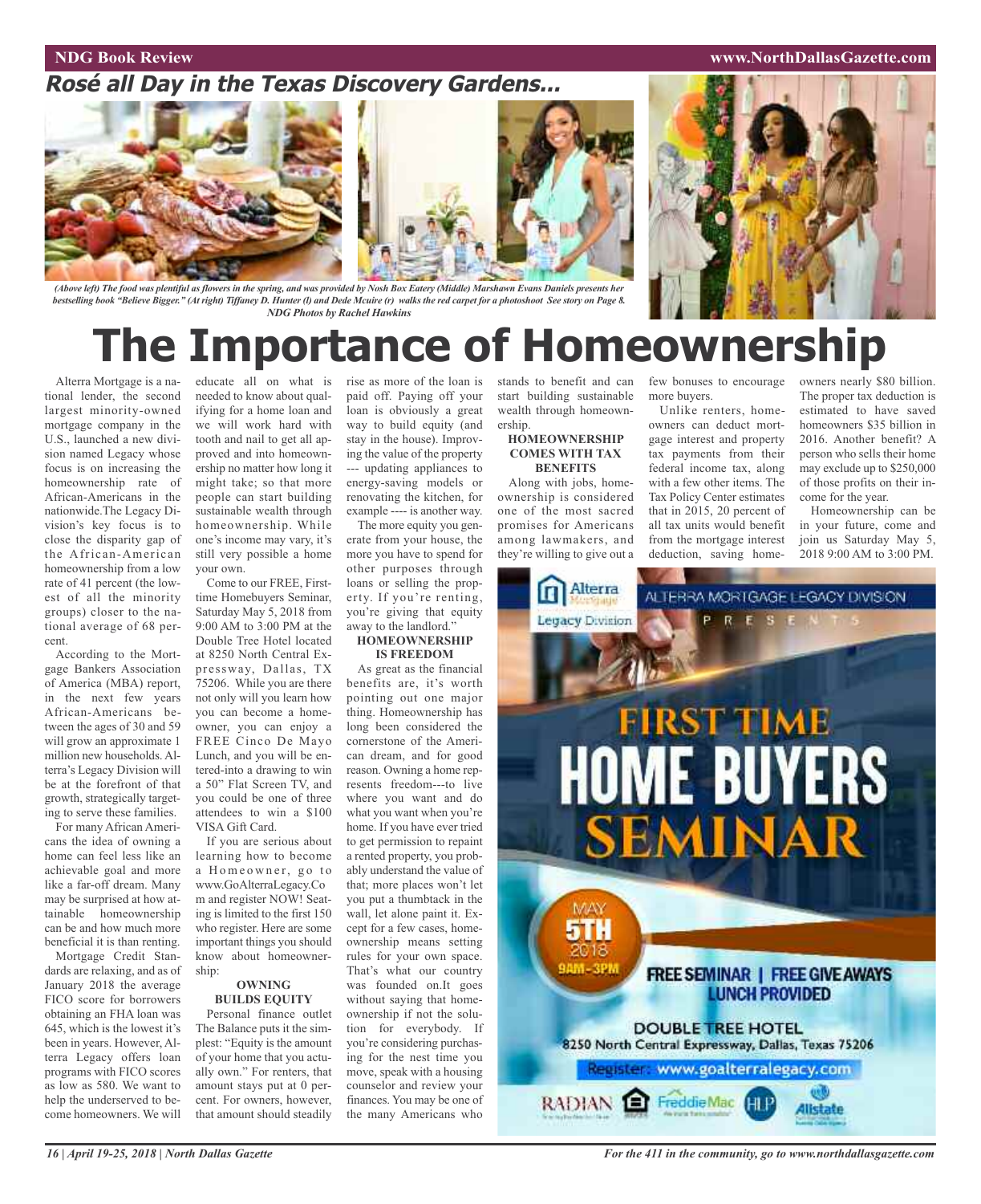## Rosé all Day in the Texas Discovery Gardens...

*(Above left) The food was plentiful as flowers in the spring, and was provided by Nosh Box Eatery (Middle) Marshawn Evans Daniels presents her bestselling book "Believe Bigger." (At right) Tiffaney D. Hunter (l) and Dede Mcuire (r) walks the red carpet for a photoshoot See story on Page 8.*
*NDG Photos by Rachel Hawkins*

# The Importance of Homeownership

Alterra Mortgage is a national lender, the second largest minority-owned mortgage company in the U.S., launched a new division named Legacy whose focus is on increasing the homeownership rate of African-Americans in the nationwide.The Legacy Division's key focus is to close the disparity gap of the African-American homeownership from a low rate of 41 percent (the lowest of all the minority groups) closer to the national average of 68 percent.

According to the Mortgage Bankers Association of America (MBA) report, in the next few years African-Americans between the ages of 30 and 59 will grow an approximate 1 million new households. Alterra's Legacy Division will be at the forefront of that growth, strategically targeting to serve these families.

For many African Americans the idea of owning a home can feel less like an achievable goal and more like a far-off dream. Many may be surprised at how attainable homeownership can be and how much more beneficial it is than renting.

Mortgage Credit Standards are relaxing, and as of January 2018 the average FICO score for borrowers obtaining an FHA loan was 645, which is the lowest it's been in years. However, Alterra Legacy offers loan programs with FICO scores as low as 580. We want to help the underserved to become homeowners. We will educate all on what is needed to know about qualifying for a home loan and we will work hard with tooth and nail to get all approved and into homeownership no matter how long it might take; so that more people can start building sustainable wealth through homeownership. While one's income may vary, it's still very possible a home your own.

Come to our FREE, First-time Homebuyers Seminar, Saturday May 5, 2018 from 9:00 AM to 3:00 PM at the Double Tree Hotel located at 8250 North Central Expressway, Dallas, TX 75206. While you are there not only will you learn how you can become a homeowner, you can enjoy a FREE Cinco De Mayo Lunch, and you will be entered-into a drawing to win a 50" Flat Screen TV, and you could be one of three attendees to win a $100 VISA Gift Card.

If you are serious about learning how to become a Homeowner, go to www.GoAlterraLegacy.Com and register NOW! Seating is limited to the first 150 who register. Here are some important things you should know about homeownership:

**OWNING BUILDS EQUITY**

Personal finance outlet The Balance puts it the simplest: "Equity is the amount of your home that you actually own." For renters, that amount stays put at 0 percent. For owners, however, that amount should steadily rise as more of the loan is paid off. Paying off your loan is obviously a great way to build equity (and stay in the house). Improving the value of the property --- updating appliances to energy-saving models or renovating the kitchen, for example ---- is another way.

The more equity you generate from your house, the more you have to spend for other purposes through loans or selling the property. If you're renting, you're giving that equity away to the landlord."

**HOMEOWNERSHIP IS FREEDOM**

As great as the financial benefits are, it's worth pointing out one major thing. Homeownership has long been considered the cornerstone of the American dream, and for good reason. Owning a home represents freedom---to live where you want and do what you want when you're home. If you have ever tried to get permission to repaint a rented property, you probably understand the value of that; more places won't let you put a thumbtack in the wall, let alone paint it. Except for a few cases, homeownership means setting rules for your own space. That's what our country was founded on.It goes without saying that homeownership if not the solution for everybody. If you're considering purchasing for the nest time you move, speak with a housing counselor and review your finances. You may be one of the many Americans who stands to benefit and can start building sustainable wealth through homeownership.

**HOMEOWNERSHIP COMES WITH TAX BENEFITS**

Along with jobs, homeownership is considered one of the most sacred promises for Americans among lawmakers, and they're willing to give out a few bonuses to encourage more buyers.

Unlike renters, homeowners can deduct mortgage interest and property tax payments from their federal income tax, along with a few other items. The Tax Policy Center estimates that in 2015, 20 percent of all tax units would benefit from the mortgage interest deduction, saving homeowners nearly $80 billion. The proper tax deduction is estimated to have saved homeowners $35 billion in 2016. Another benefit? A person who sells their home may exclude up to $250,000 of those profits on their income for the year.

Homeownership can be in your future, come and join us Saturday May 5, 2018 9:00 AM to 3:00 PM.

ALTERRA MORTGAGE LEGACY DIVISION PRESENTS

FIRST TIME HOME BUYERS SEMINAR

MAY 5TH 2018 9AM - 3PM

FREE SEMINAR | FREE GIVE AWAYS LUNCH PROVIDED

DOUBLE TREE HOTEL
8250 North Central Expressway, Dallas, Texas 75206

Register: www.goalterralegacy.com

RADIAN | FreddieMac | HLP | Allstate